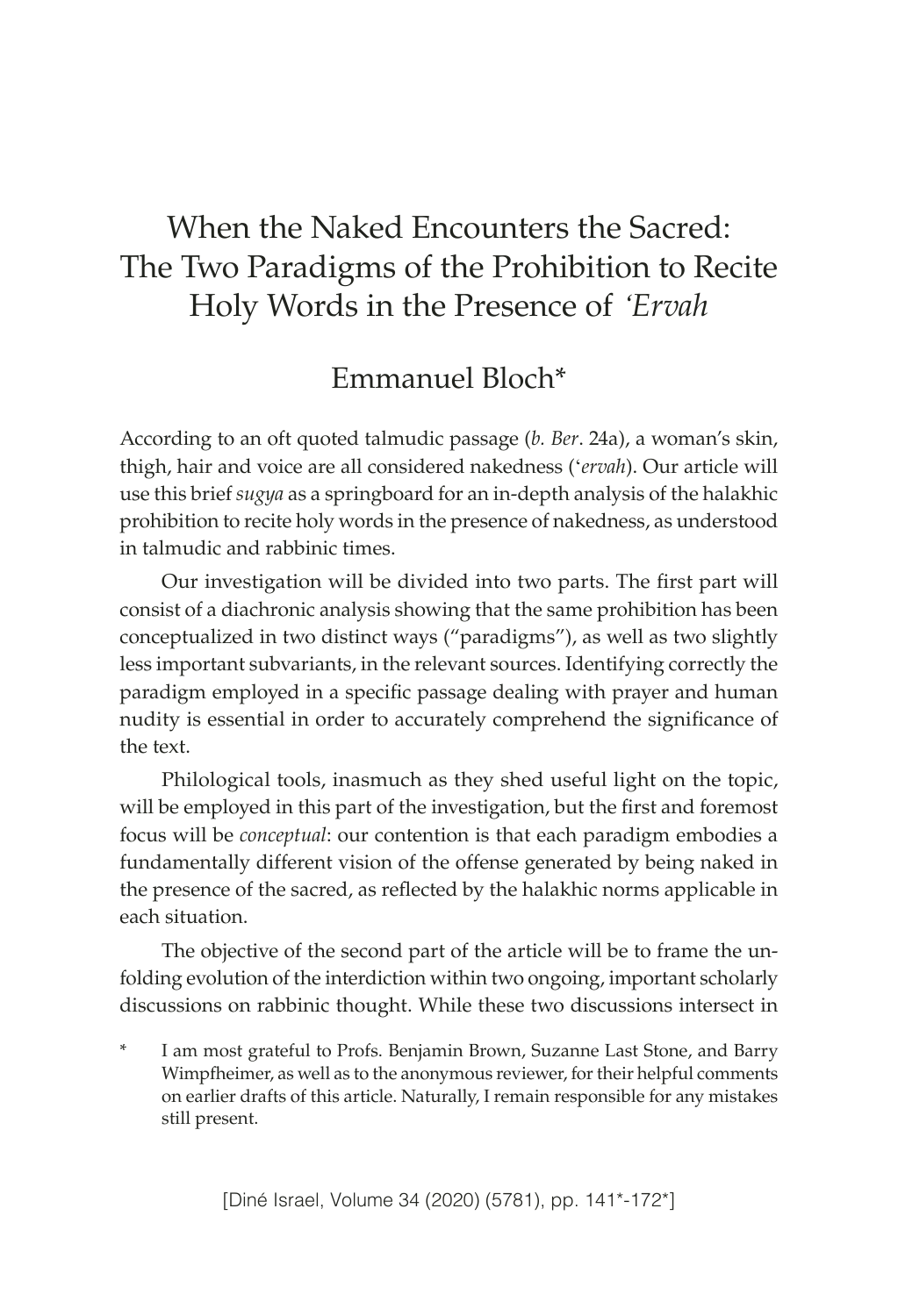# When the Naked Encounters the Sacred: The Two Paradigms of the Prohibition to Recite Holy Words in the Presence of *'Ervah*

Emmanuel Bloch*

According to an oft quoted talmudic passage (*b. Ber*. 24a), a woman's skin, thigh, hair and voice are all considered nakedness (*'ervah*). Our article will use this brief *sugya* as a springboard for an in-depth analysis of the halakhic prohibition to recite holy words in the presence of nakedness, as understood in talmudic and rabbinic times.

Our investigation will be divided into two parts. The first part will consist of a diachronic analysis showing that the same prohibition has been conceptualized in two distinct ways ("paradigms"), as well as two slightly less important subvariants, in the relevant sources. Identifying correctly the paradigm employed in a specific passage dealing with prayer and human nudity is essential in order to accurately comprehend the significance of the text.

Philological tools, inasmuch as they shed useful light on the topic, will be employed in this part of the investigation, but the first and foremost focus will be *conceptual*: our contention is that each paradigm embodies a fundamentally different vision of the offense generated by being naked in the presence of the sacred, as reflected by the halakhic norms applicable in each situation.

The objective of the second part of the article will be to frame the unfolding evolution of the interdiction within two ongoing, important scholarly discussions on rabbinic thought. While these two discussions intersect in

\* I am most grateful to Profs. Benjamin Brown, Suzanne Last Stone, and Barry Wimpfheimer, as well as to the anonymous reviewer, for their helpful comments on earlier drafts of this article. Naturally, I remain responsible for any mistakes still present.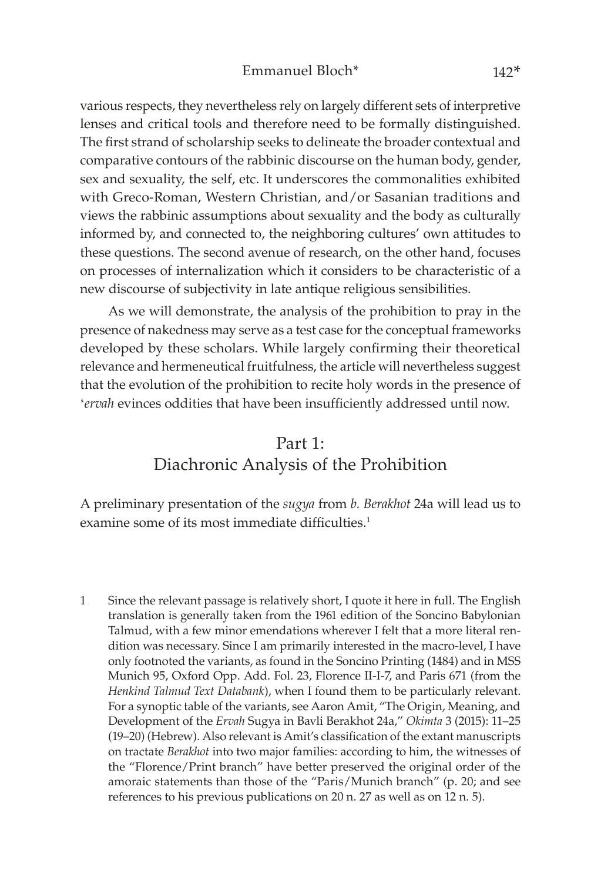various respects, they nevertheless rely on largely different sets of interpretive lenses and critical tools and therefore need to be formally distinguished. The first strand of scholarship seeks to delineate the broader contextual and comparative contours of the rabbinic discourse on the human body, gender, sex and sexuality, the self, etc. It underscores the commonalities exhibited with Greco-Roman, Western Christian, and/or Sasanian traditions and views the rabbinic assumptions about sexuality and the body as culturally informed by, and connected to, the neighboring cultures' own attitudes to these questions. The second avenue of research, on the other hand, focuses on processes of internalization which it considers to be characteristic of a new discourse of subjectivity in late antique religious sensibilities.

As we will demonstrate, the analysis of the prohibition to pray in the presence of nakedness may serve as a test case for the conceptual frameworks developed by these scholars. While largely confirming their theoretical relevance and hermeneutical fruitfulness, the article will nevertheless suggest that the evolution of the prohibition to recite holy words in the presence of '*ervah* evinces oddities that have been insufficiently addressed until now.

## Part 1: Diachronic Analysis of the Prohibition

A preliminary presentation of the *sugya* from *b. Berakhot* 24a will lead us to examine some of its most immediate difficulties.[1]

1 Since the relevant passage is relatively short, I quote it here in full. The English translation is generally taken from the 1961 edition of the Soncino Babylonian Talmud, with a few minor emendations wherever I felt that a more literal rendition was necessary. Since I am primarily interested in the macro-level, I have only footnoted the variants, as found in the Soncino Printing (1484) and in MSS Munich 95, Oxford Opp. Add. Fol. 23, Florence II-I-7, and Paris 671 (from the *Henkind Talmud Text Databank*), when I found them to be particularly relevant. For a synoptic table of the variants, see Aaron Amit, "The Origin, Meaning, and Development of the *Ervah* Sugya in Bavli Berakhot 24a," *Okimta* 3 (2015): 11–25 (19–20) (Hebrew). Also relevant is Amit's classification of the extant manuscripts on tractate *Berakhot* into two major families: according to him, the witnesses of the "Florence/Print branch" have better preserved the original order of the amoraic statements than those of the "Paris/Munich branch" (p. 20; and see references to his previous publications on 20 n. 27 as well as on 12 n. 5).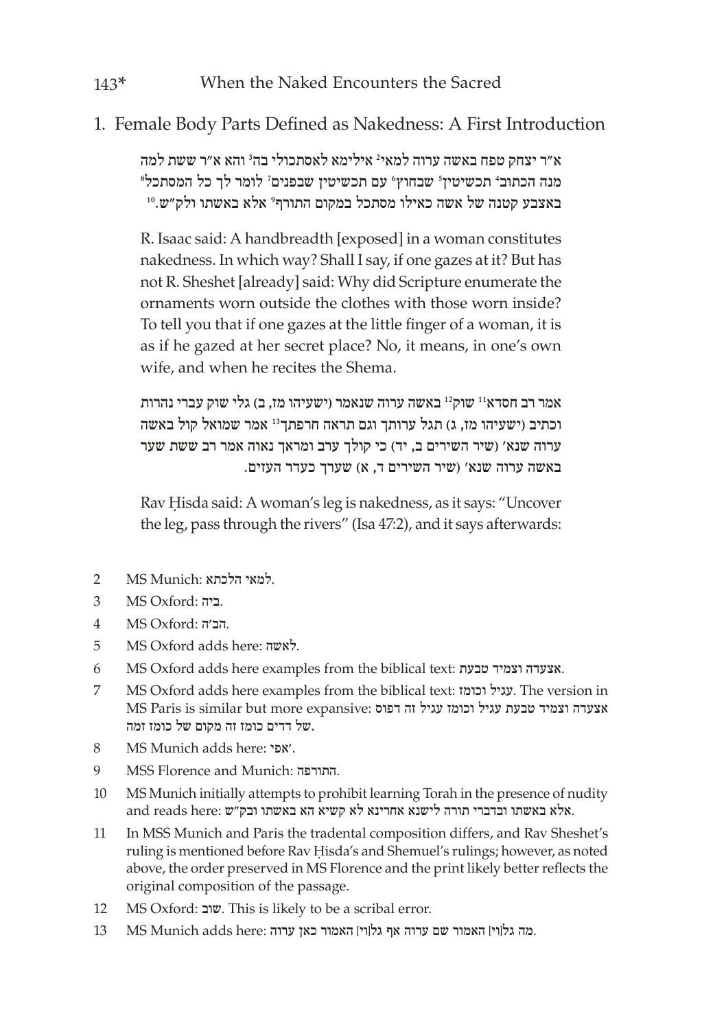## 1. Female Body Parts Defined as Nakedness: A First Introduction

א"ר יצחק טפח באשה ערוה למאי[2] אילימא לאסתכולי בה[3] והא א"ר ששת למה מנה הכתוב[4] תכשיטין[5] שבחוץ[6] עם תכשיטין שבפנים[7] לומר לך כל המסתכל[8] באצבע קטנה של אשה כאילו מסתכל במקום התורף[9] אלא באשתו ולק"ש.[10]

R. Isaac said: A handbreadth [exposed] in a woman constitutes nakedness. In which way? Shall I say, if one gazes at it? But has not R. Sheshet [already] said: Why did Scripture enumerate the ornaments worn outside the clothes with those worn inside? To tell you that if one gazes at the little finger of a woman, it is as if he gazed at her secret place? No, it means, in one's own wife, and when he recites the Shema.

אמר רב חסדא[11] שוק[12] באשה ערוה שנאמר (ישעיהו מז, ב) גלי שוק עברי נהרות וכתיב (ישעיהו מז, ג) תגל ערותך וגם תראה חרפתך[13] אמר שמואל קול באשה ערוה שנא' (שיר השירים ב, יד) כי קולך ערב ומראך נאוה אמר רב ששת שער באשה ערוה שנא' (שיר השירים ד, א) שערך כעדר העזים.

Rav Ḥisda said: A woman's leg is nakedness, as it says: "Uncover the leg, pass through the rivers" (Isa 47:2), and it says afterwards:

2 MS Munich: למאי הלכתא.

3 MS Oxford: ביה.

4 MS Oxford: הב'ה.

5 MS Oxford adds here: לאשה.

6 MS Oxford adds here examples from the biblical text: אצעדה וצמיד טבעת.

7 MS Oxford adds here examples from the biblical text: עגיל וכומז. The version in MS Paris is similar but more expansive: אצעדה וצמיד טבעת עגיל וכומז עגיל זה דפוס של דדים כומז זה מקום של כומז זמה.

8 MS Munich adds here: אפי'.

9 MSS Florence and Munich: התורפה.

10 MS Munich initially attempts to prohibit learning Torah in the presence of nudity and reads here: אלא באשתו ובדברי תורה לישנא אחרינא לא קשיא הא באשתו ובק"ש.

11 In MSS Munich and Paris the tradental composition differs, and Rav Sheshet's ruling is mentioned before Rav Ḥisda's and Shemuel's rulings; however, as noted above, the order preserved in MS Florence and the print likely better reflects the original composition of the passage.

12 MS Oxford: שוב. This is likely to be a scribal error.

13 MS Munich adds here: מה גל[וי] האמור שם ערוה אף גל[וי] האמור כאן ערוה.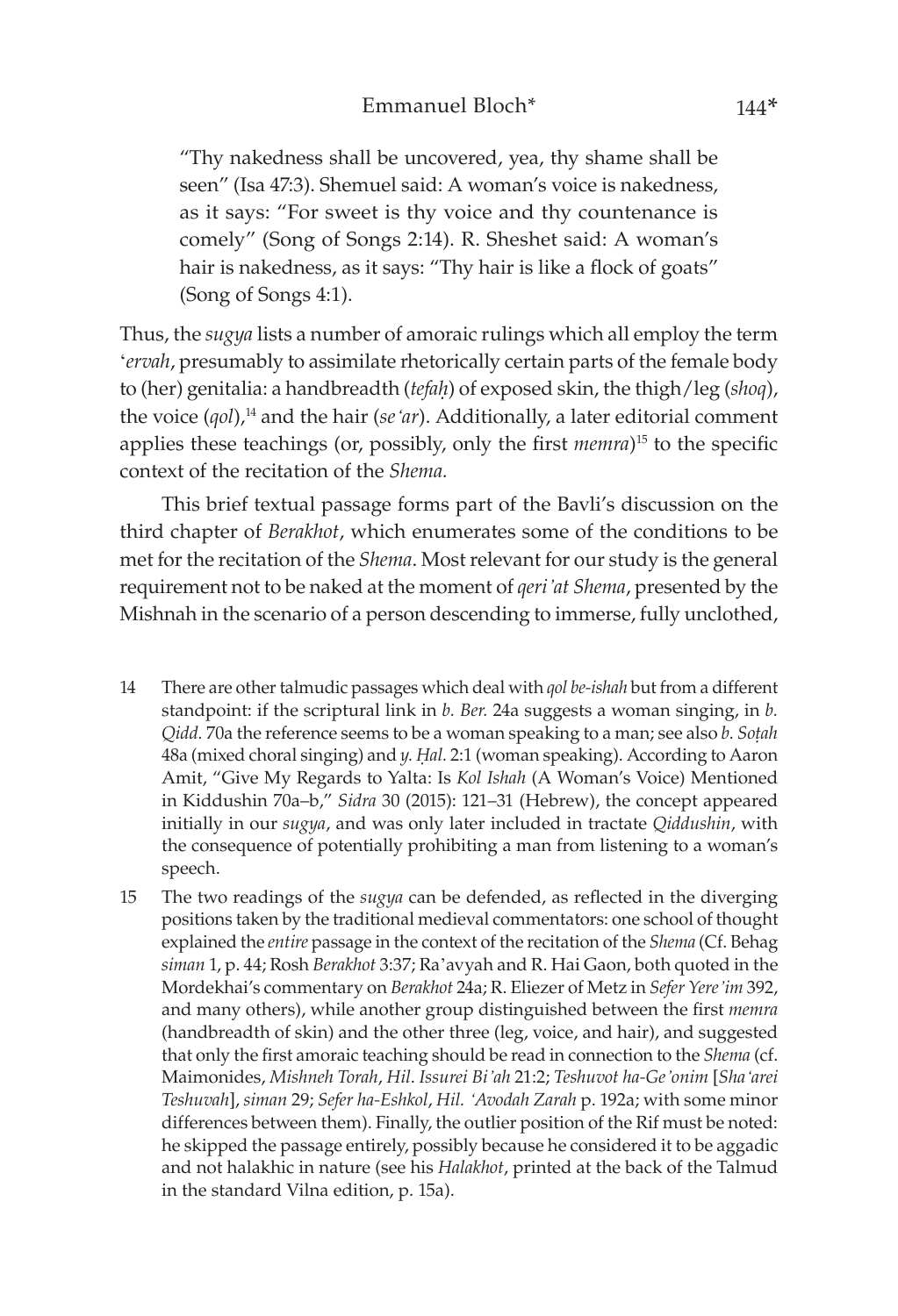> "Thy nakedness shall be uncovered, yea, thy shame shall be seen" (Isa 47:3). Shemuel said: A woman's voice is nakedness, as it says: "For sweet is thy voice and thy countenance is comely" (Song of Songs 2:14). R. Sheshet said: A woman's hair is nakedness, as it says: "Thy hair is like a flock of goats" (Song of Songs 4:1).

Thus, the *sugya* lists a number of amoraic rulings which all employ the term '*ervah*, presumably to assimilate rhetorically certain parts of the female body to (her) genitalia: a handbreadth (*tefaḥ*) of exposed skin, the thigh/leg (*shoq*), the voice (*qol*),[14] and the hair (*se'ar*). Additionally, a later editorial comment applies these teachings (or, possibly, only the first *memra*)[15] to the specific context of the recitation of the *Shema*.

This brief textual passage forms part of the Bavli's discussion on the third chapter of *Berakhot*, which enumerates some of the conditions to be met for the recitation of the *Shema*. Most relevant for our study is the general requirement not to be naked at the moment of *qeri'at Shema*, presented by the Mishnah in the scenario of a person descending to immerse, fully unclothed,

---

14 There are other talmudic passages which deal with *qol be-ishah* but from a different standpoint: if the scriptural link in *b. Ber.* 24a suggests a woman singing, in *b. Qidd.* 70a the reference seems to be a woman speaking to a man; see also *b. Soṭah* 48a (mixed choral singing) and *y. Ḥal.* 2:1 (woman speaking). According to Aaron Amit, "Give My Regards to Yalta: Is *Kol Ishah* (A Woman's Voice) Mentioned in Kiddushin 70a–b," *Sidra* 30 (2015): 121–31 (Hebrew), the concept appeared initially in our *sugya*, and was only later included in tractate *Qiddushin*, with the consequence of potentially prohibiting a man from listening to a woman's speech.

15 The two readings of the *sugya* can be defended, as reflected in the diverging positions taken by the traditional medieval commentators: one school of thought explained the *entire* passage in the context of the recitation of the *Shema* (Cf. Behag *siman* 1, p. 44; Rosh *Berakhot* 3:37; Ra'avyah and R. Hai Gaon, both quoted in the Mordekhai's commentary on *Berakhot* 24a; R. Eliezer of Metz in *Sefer Yere'im* 392, and many others), while another group distinguished between the first *memra* (handbreadth of skin) and the other three (leg, voice, and hair), and suggested that only the first amoraic teaching should be read in connection to the *Shema* (cf. Maimonides, *Mishneh Torah*, *Hil. Issurei Bi'ah* 21:2; *Teshuvot ha-Ge'onim* [*Sha'arei Teshuvah*], *siman* 29; *Sefer ha-Eshkol*, *Hil. 'Avodah Zarah* p. 192a; with some minor differences between them). Finally, the outlier position of the Rif must be noted: he skipped the passage entirely, possibly because he considered it to be aggadic and not halakhic in nature (see his *Halakhot*, printed at the back of the Talmud in the standard Vilna edition, p. 15a).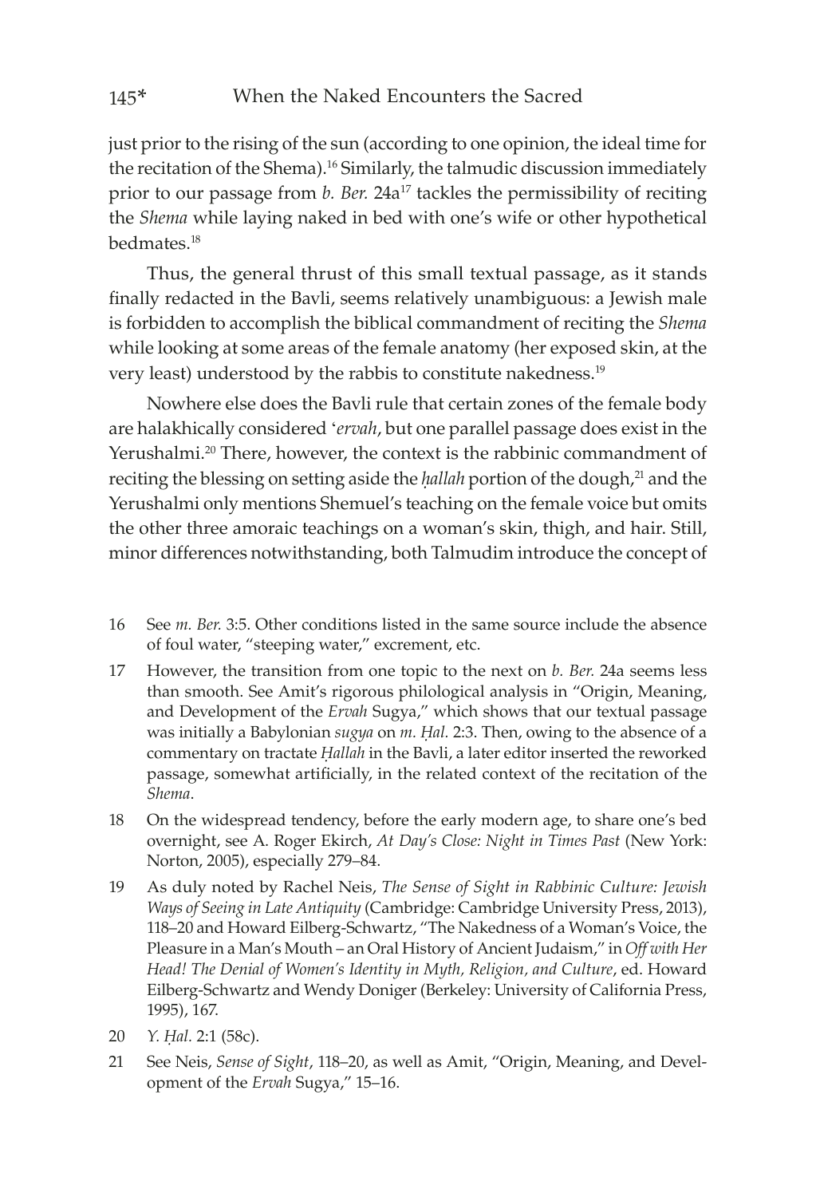just prior to the rising of the sun (according to one opinion, the ideal time for the recitation of the Shema).[16] Similarly, the talmudic discussion immediately prior to our passage from *b. Ber.* 24a[17] tackles the permissibility of reciting the *Shema* while laying naked in bed with one's wife or other hypothetical bedmates.[18]

Thus, the general thrust of this small textual passage, as it stands finally redacted in the Bavli, seems relatively unambiguous: a Jewish male is forbidden to accomplish the biblical commandment of reciting the *Shema* while looking at some areas of the female anatomy (her exposed skin, at the very least) understood by the rabbis to constitute nakedness.[19]

Nowhere else does the Bavli rule that certain zones of the female body are halakhically considered '*ervah*, but one parallel passage does exist in the Yerushalmi.[20] There, however, the context is the rabbinic commandment of reciting the blessing on setting aside the *ḥallah* portion of the dough,[21] and the Yerushalmi only mentions Shemuel's teaching on the female voice but omits the other three amoraic teachings on a woman's skin, thigh, and hair. Still, minor differences notwithstanding, both Talmudim introduce the concept of

---

16 See *m. Ber.* 3:5. Other conditions listed in the same source include the absence of foul water, "steeping water," excrement, etc.

17 However, the transition from one topic to the next on *b. Ber.* 24a seems less than smooth. See Amit's rigorous philological analysis in "Origin, Meaning, and Development of the *Ervah* Sugya," which shows that our textual passage was initially a Babylonian *sugya* on *m. Ḥal.* 2:3. Then, owing to the absence of a commentary on tractate *Ḥallah* in the Bavli, a later editor inserted the reworked passage, somewhat artificially, in the related context of the recitation of the *Shema*.

18 On the widespread tendency, before the early modern age, to share one's bed overnight, see A. Roger Ekirch, *At Day's Close: Night in Times Past* (New York: Norton, 2005), especially 279–84.

19 As duly noted by Rachel Neis, *The Sense of Sight in Rabbinic Culture: Jewish Ways of Seeing in Late Antiquity* (Cambridge: Cambridge University Press, 2013), 118–20 and Howard Eilberg-Schwartz, "The Nakedness of a Woman's Voice, the Pleasure in a Man's Mouth – an Oral History of Ancient Judaism," in *Off with Her Head! The Denial of Women's Identity in Myth, Religion, and Culture*, ed. Howard Eilberg-Schwartz and Wendy Doniger (Berkeley: University of California Press, 1995), 167.

20 *Y. Ḥal.* 2:1 (58c).

21 See Neis, *Sense of Sight*, 118–20, as well as Amit, "Origin, Meaning, and Development of the *Ervah* Sugya," 15–16.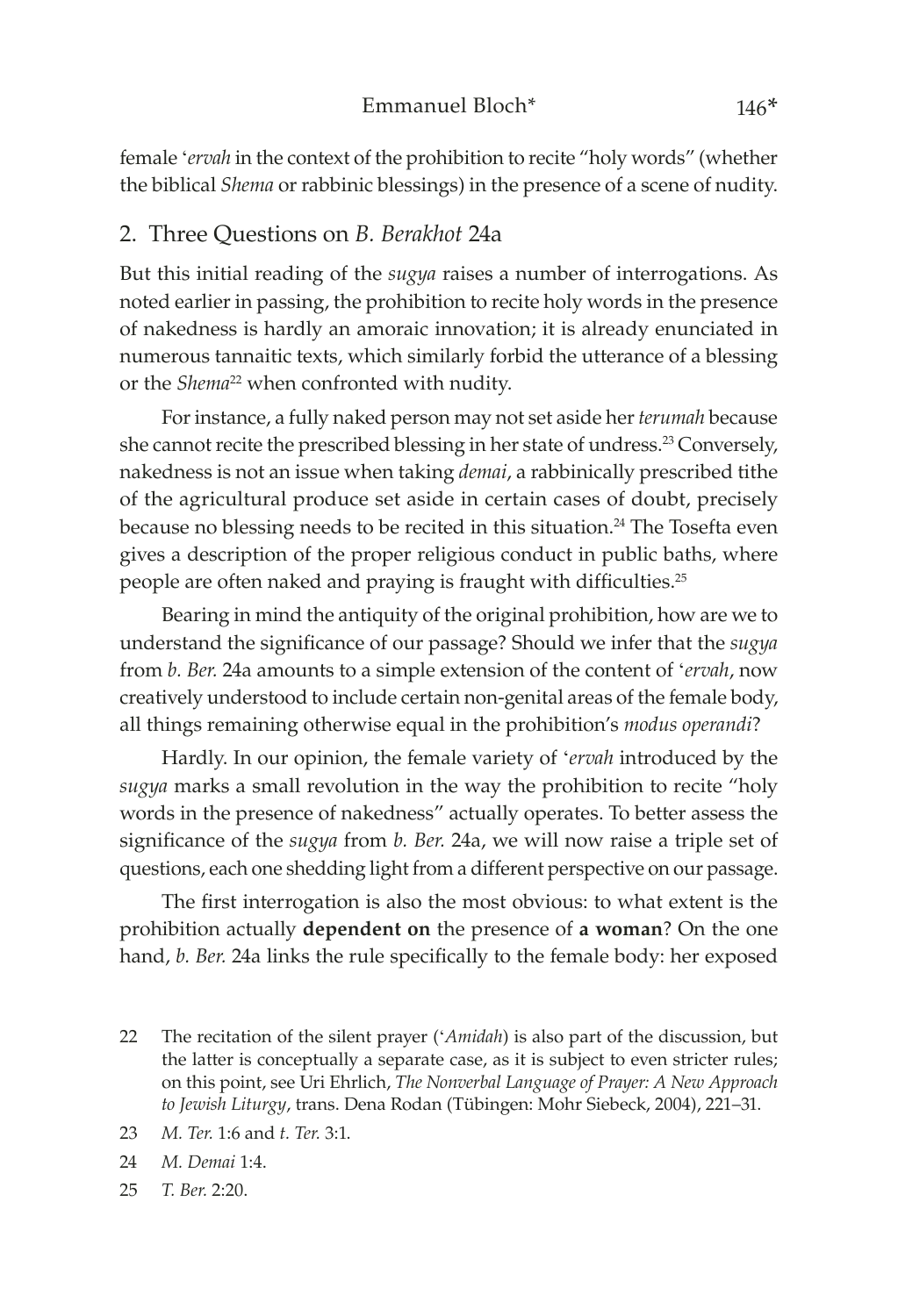female ‘*ervah* in the context of the prohibition to recite “holy words” (whether the biblical *Shema* or rabbinic blessings) in the presence of a scene of nudity.

## 2. Three Questions on *B. Berakhot* 24a

But this initial reading of the *sugya* raises a number of interrogations. As noted earlier in passing, the prohibition to recite holy words in the presence of nakedness is hardly an amoraic innovation; it is already enunciated in numerous tannaitic texts, which similarly forbid the utterance of a blessing or the *Shema*[22] when confronted with nudity.

For instance, a fully naked person may not set aside her *terumah* because she cannot recite the prescribed blessing in her state of undress.[23] Conversely, nakedness is not an issue when taking *demai*, a rabbinically prescribed tithe of the agricultural produce set aside in certain cases of doubt, precisely because no blessing needs to be recited in this situation.[24] The Tosefta even gives a description of the proper religious conduct in public baths, where people are often naked and praying is fraught with difficulties.[25]

Bearing in mind the antiquity of the original prohibition, how are we to understand the significance of our passage? Should we infer that the *sugya* from *b. Ber.* 24a amounts to a simple extension of the content of ‘*ervah*, now creatively understood to include certain non-genital areas of the female body, all things remaining otherwise equal in the prohibition’s *modus operandi*?

Hardly. In our opinion, the female variety of ‘*ervah* introduced by the *sugya* marks a small revolution in the way the prohibition to recite “holy words in the presence of nakedness” actually operates. To better assess the significance of the *sugya* from *b. Ber.* 24a, we will now raise a triple set of questions, each one shedding light from a different perspective on our passage.

The first interrogation is also the most obvious: to what extent is the prohibition actually **dependent on** the presence of **a woman**? On the one hand, *b. Ber.* 24a links the rule specifically to the female body: her exposed

22 The recitation of the silent prayer (‘*Amidah*) is also part of the discussion, but the latter is conceptually a separate case, as it is subject to even stricter rules; on this point, see Uri Ehrlich, *The Nonverbal Language of Prayer: A New Approach to Jewish Liturgy*, trans. Dena Rodan (Tübingen: Mohr Siebeck, 2004), 221–31.

23 *M. Ter.* 1:6 and *t. Ter.* 3:1.

24 *M. Demai* 1:4.

25 *T. Ber.* 2:20.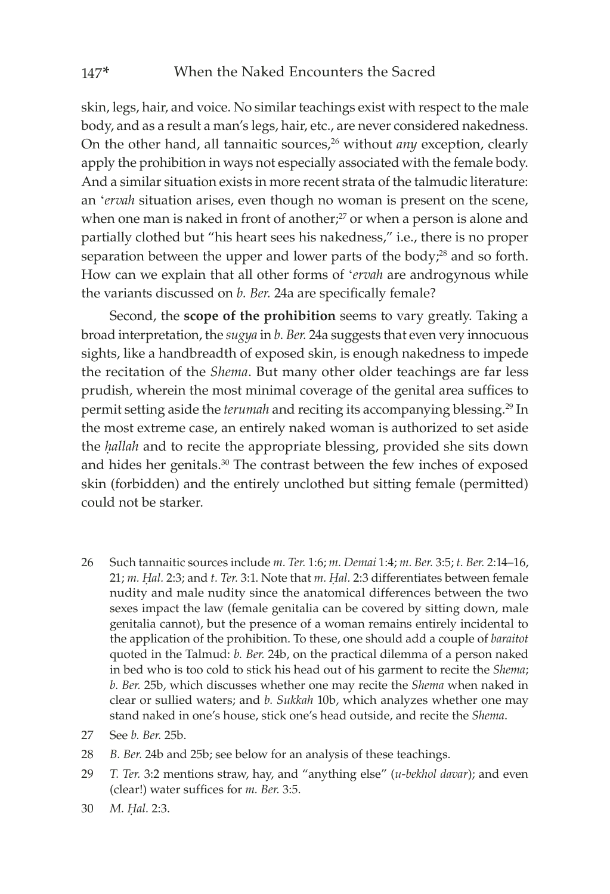skin, legs, hair, and voice. No similar teachings exist with respect to the male body, and as a result a man's legs, hair, etc., are never considered nakedness. On the other hand, all tannaitic sources,[26] without *any* exception, clearly apply the prohibition in ways not especially associated with the female body. And a similar situation exists in more recent strata of the talmudic literature: an '*ervah* situation arises, even though no woman is present on the scene, when one man is naked in front of another;[27] or when a person is alone and partially clothed but "his heart sees his nakedness," i.e., there is no proper separation between the upper and lower parts of the body;[28] and so forth. How can we explain that all other forms of '*ervah* are androgynous while the variants discussed on *b. Ber.* 24a are specifically female?

Second, the **scope of the prohibition** seems to vary greatly. Taking a broad interpretation, the *sugya* in *b. Ber.* 24a suggests that even very innocuous sights, like a handbreadth of exposed skin, is enough nakedness to impede the recitation of the *Shema*. But many other older teachings are far less prudish, wherein the most minimal coverage of the genital area suffices to permit setting aside the *terumah* and reciting its accompanying blessing.[29] In the most extreme case, an entirely naked woman is authorized to set aside the *ḥallah* and to recite the appropriate blessing, provided she sits down and hides her genitals.[30] The contrast between the few inches of exposed skin (forbidden) and the entirely unclothed but sitting female (permitted) could not be starker.

26 Such tannaitic sources include *m. Ter.* 1:6; *m. Demai* 1:4; *m. Ber.* 3:5; *t. Ber.* 2:14–16, 21; *m. Ḥal.* 2:3; and *t. Ter.* 3:1. Note that *m. Ḥal.* 2:3 differentiates between female nudity and male nudity since the anatomical differences between the two sexes impact the law (female genitalia can be covered by sitting down, male genitalia cannot), but the presence of a woman remains entirely incidental to the application of the prohibition. To these, one should add a couple of *baraitot* quoted in the Talmud: *b. Ber.* 24b, on the practical dilemma of a person naked in bed who is too cold to stick his head out of his garment to recite the *Shema*; *b. Ber.* 25b, which discusses whether one may recite the *Shema* when naked in clear or sullied waters; and *b. Sukkah* 10b, which analyzes whether one may stand naked in one's house, stick one's head outside, and recite the *Shema*.

27 See *b. Ber.* 25b.

28 *B. Ber.* 24b and 25b; see below for an analysis of these teachings.

29 *T. Ter.* 3:2 mentions straw, hay, and "anything else" (*u-bekhol davar*); and even (clear!) water suffices for *m. Ber.* 3:5.

30 *M. Ḥal.* 2:3.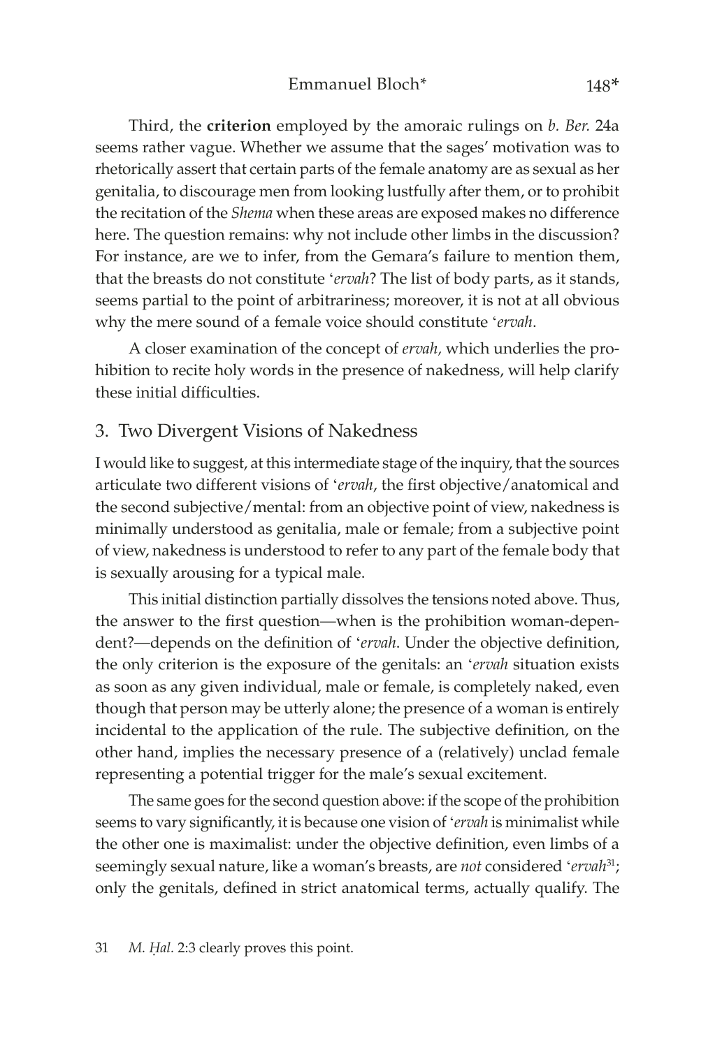Third, the **criterion** employed by the amoraic rulings on *b. Ber.* 24a seems rather vague. Whether we assume that the sages' motivation was to rhetorically assert that certain parts of the female anatomy are as sexual as her genitalia, to discourage men from looking lustfully after them, or to prohibit the recitation of the *Shema* when these areas are exposed makes no difference here. The question remains: why not include other limbs in the discussion? For instance, are we to infer, from the Gemara's failure to mention them, that the breasts do not constitute '*ervah*? The list of body parts, as it stands, seems partial to the point of arbitrariness; moreover, it is not at all obvious why the mere sound of a female voice should constitute '*ervah*.

A closer examination of the concept of *ervah,* which underlies the prohibition to recite holy words in the presence of nakedness, will help clarify these initial difficulties.

## 3. Two Divergent Visions of Nakedness

I would like to suggest, at this intermediate stage of the inquiry, that the sources articulate two different visions of '*ervah*, the first objective/anatomical and the second subjective/mental: from an objective point of view, nakedness is minimally understood as genitalia, male or female; from a subjective point of view, nakedness is understood to refer to any part of the female body that is sexually arousing for a typical male.

This initial distinction partially dissolves the tensions noted above. Thus, the answer to the first question—when is the prohibition woman-dependent?—depends on the definition of '*ervah*. Under the objective definition, the only criterion is the exposure of the genitals: an '*ervah* situation exists as soon as any given individual, male or female, is completely naked, even though that person may be utterly alone; the presence of a woman is entirely incidental to the application of the rule. The subjective definition, on the other hand, implies the necessary presence of a (relatively) unclad female representing a potential trigger for the male's sexual excitement.

The same goes for the second question above: if the scope of the prohibition seems to vary significantly, it is because one vision of '*ervah* is minimalist while the other one is maximalist: under the objective definition, even limbs of a seemingly sexual nature, like a woman's breasts, are *not* considered '*ervah*[31]; only the genitals, defined in strict anatomical terms, actually qualify. The

31 *M. Ḥal.* 2:3 clearly proves this point.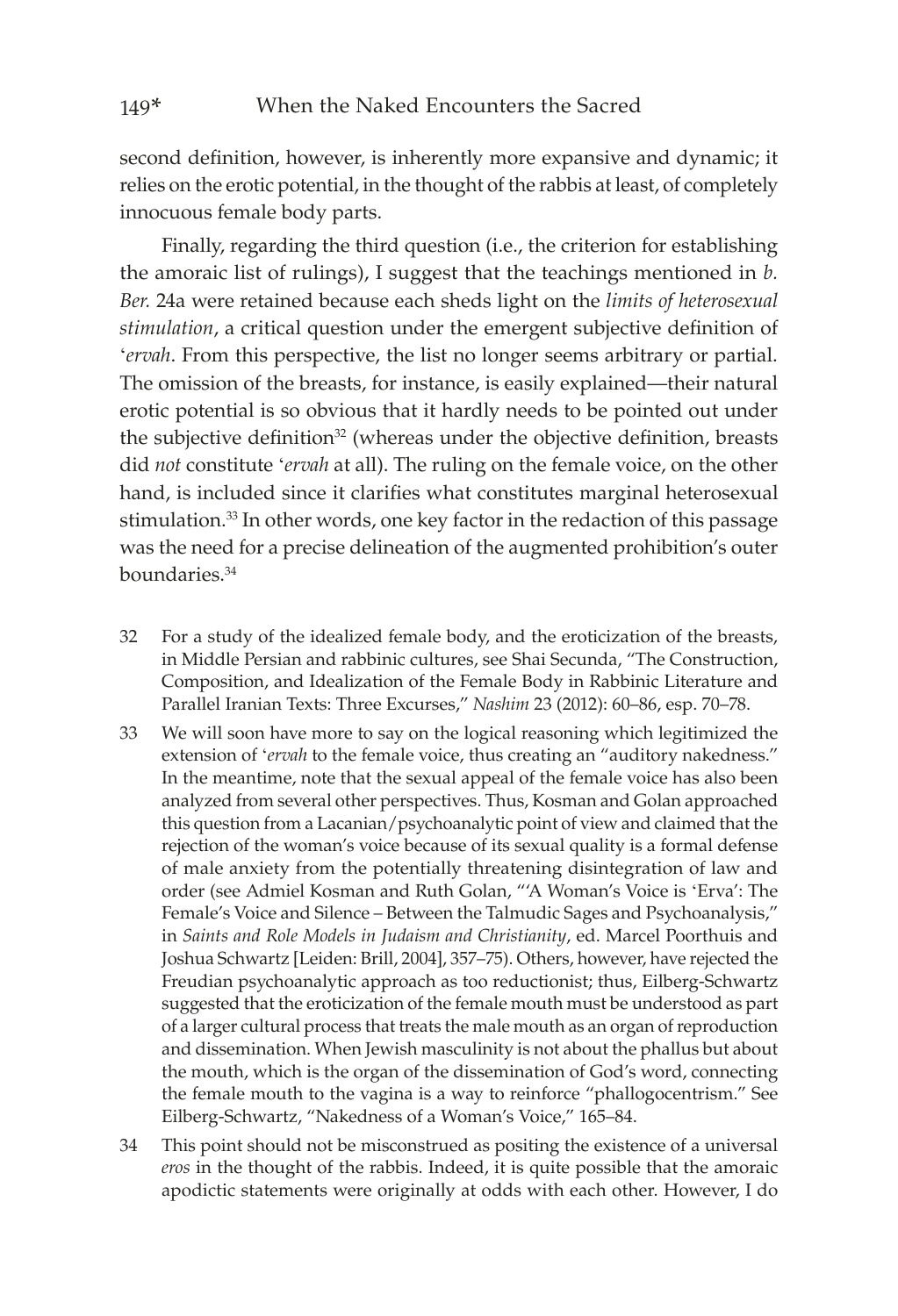second definition, however, is inherently more expansive and dynamic; it relies on the erotic potential, in the thought of the rabbis at least, of completely innocuous female body parts.

Finally, regarding the third question (i.e., the criterion for establishing the amoraic list of rulings), I suggest that the teachings mentioned in *b. Ber.* 24a were retained because each sheds light on the *limits of heterosexual stimulation*, a critical question under the emergent subjective definition of ‘*ervah*. From this perspective, the list no longer seems arbitrary or partial. The omission of the breasts, for instance, is easily explained—their natural erotic potential is so obvious that it hardly needs to be pointed out under the subjective definition[32] (whereas under the objective definition, breasts did *not* constitute ‘*ervah* at all). The ruling on the female voice, on the other hand, is included since it clarifies what constitutes marginal heterosexual stimulation.[33] In other words, one key factor in the redaction of this passage was the need for a precise delineation of the augmented prohibition's outer boundaries.[34]

32 For a study of the idealized female body, and the eroticization of the breasts, in Middle Persian and rabbinic cultures, see Shai Secunda, "The Construction, Composition, and Idealization of the Female Body in Rabbinic Literature and Parallel Iranian Texts: Three Excurses," *Nashim* 23 (2012): 60–86, esp. 70–78.

33 We will soon have more to say on the logical reasoning which legitimized the extension of ‘*ervah* to the female voice, thus creating an "auditory nakedness." In the meantime, note that the sexual appeal of the female voice has also been analyzed from several other perspectives. Thus, Kosman and Golan approached this question from a Lacanian/psychoanalytic point of view and claimed that the rejection of the woman's voice because of its sexual quality is a formal defense of male anxiety from the potentially threatening disintegration of law and order (see Admiel Kosman and Ruth Golan, "'A Woman's Voice is 'Erva': The Female's Voice and Silence – Between the Talmudic Sages and Psychoanalysis," in *Saints and Role Models in Judaism and Christianity*, ed. Marcel Poorthuis and Joshua Schwartz [Leiden: Brill, 2004], 357–75). Others, however, have rejected the Freudian psychoanalytic approach as too reductionist; thus, Eilberg-Schwartz suggested that the eroticization of the female mouth must be understood as part of a larger cultural process that treats the male mouth as an organ of reproduction and dissemination. When Jewish masculinity is not about the phallus but about the mouth, which is the organ of the dissemination of God's word, connecting the female mouth to the vagina is a way to reinforce "phallogocentrism." See Eilberg-Schwartz, "Nakedness of a Woman's Voice," 165–84.

34 This point should not be misconstrued as positing the existence of a universal *eros* in the thought of the rabbis. Indeed, it is quite possible that the amoraic apodictic statements were originally at odds with each other. However, I do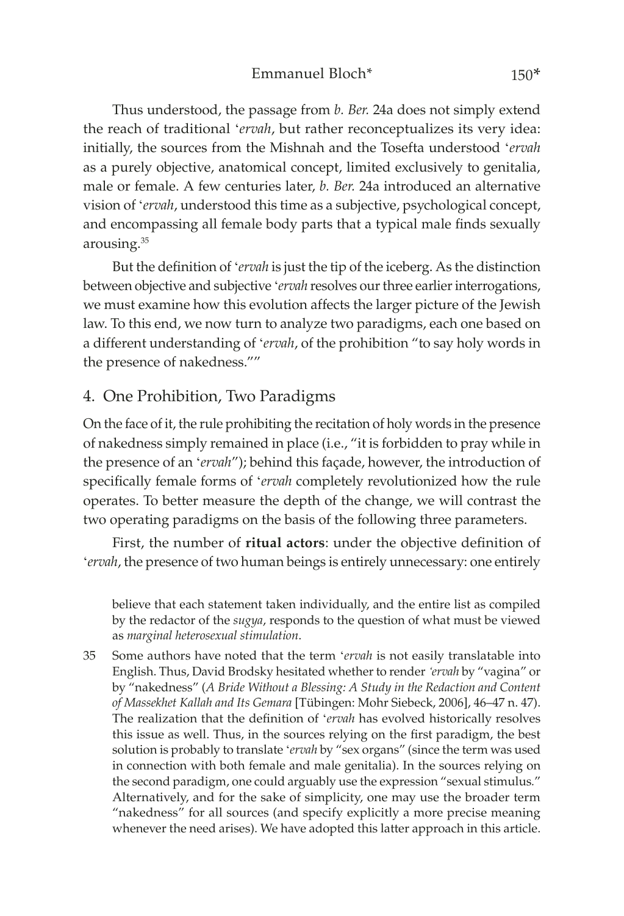Thus understood, the passage from *b. Ber.* 24a does not simply extend the reach of traditional ʻ*ervah*, but rather reconceptualizes its very idea: initially, the sources from the Mishnah and the Tosefta understood ʻ*ervah* as a purely objective, anatomical concept, limited exclusively to genitalia, male or female. A few centuries later, *b. Ber.* 24a introduced an alternative vision of ʻ*ervah*, understood this time as a subjective, psychological concept, and encompassing all female body parts that a typical male finds sexually arousing.[35]

But the definition of ʻ*ervah* is just the tip of the iceberg. As the distinction between objective and subjective ʻ*ervah* resolves our three earlier interrogations, we must examine how this evolution affects the larger picture of the Jewish law. To this end, we now turn to analyze two paradigms, each one based on a different understanding of ʻ*ervah*, of the prohibition "to say holy words in the presence of nakedness.""

## 4. One Prohibition, Two Paradigms

On the face of it, the rule prohibiting the recitation of holy words in the presence of nakedness simply remained in place (i.e., "it is forbidden to pray while in the presence of an ʻ*ervah*"); behind this façade, however, the introduction of specifically female forms of ʻ*ervah* completely revolutionized how the rule operates. To better measure the depth of the change, we will contrast the two operating paradigms on the basis of the following three parameters.

First, the number of **ritual actors**: under the objective definition of ʻ*ervah*, the presence of two human beings is entirely unnecessary: one entirely

believe that each statement taken individually, and the entire list as compiled by the redactor of the *sugya*, responds to the question of what must be viewed as *marginal heterosexual stimulation*.

35 Some authors have noted that the term ʻ*ervah* is not easily translatable into English. Thus, David Brodsky hesitated whether to render *ʻervah* by "vagina" or by "nakedness" (*A Bride Without a Blessing: A Study in the Redaction and Content of Massekhet Kallah and Its Gemara* [Tübingen: Mohr Siebeck, 2006], 46–47 n. 47). The realization that the definition of ʻ*ervah* has evolved historically resolves this issue as well. Thus, in the sources relying on the first paradigm, the best solution is probably to translate ʻ*ervah* by "sex organs" (since the term was used in connection with both female and male genitalia). In the sources relying on the second paradigm, one could arguably use the expression "sexual stimulus." Alternatively, and for the sake of simplicity, one may use the broader term "nakedness" for all sources (and specify explicitly a more precise meaning whenever the need arises). We have adopted this latter approach in this article.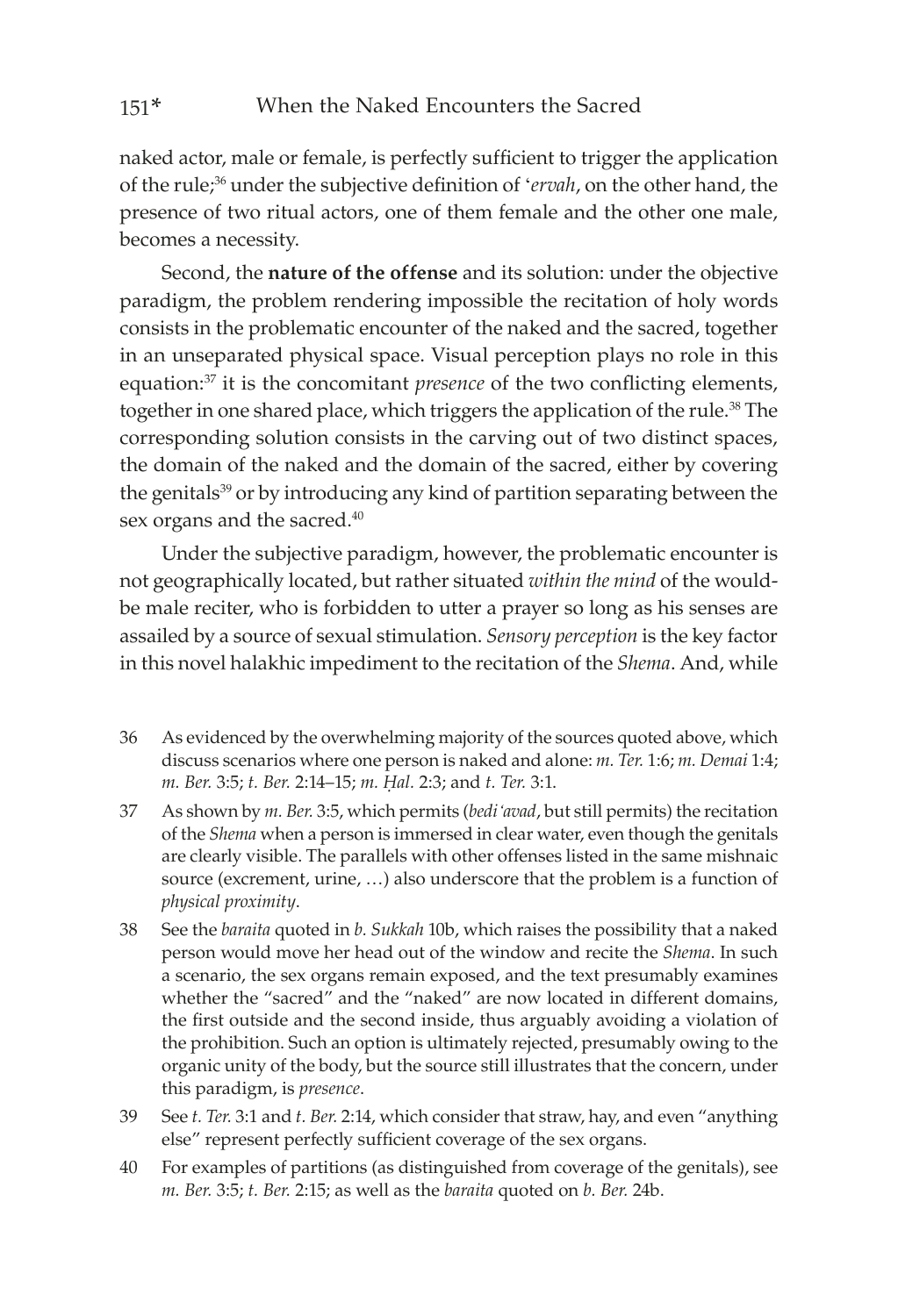naked actor, male or female, is perfectly sufficient to trigger the application of the rule;[36] under the subjective definition of '*ervah*, on the other hand, the presence of two ritual actors, one of them female and the other one male, becomes a necessity.

Second, the **nature of the offense** and its solution: under the objective paradigm, the problem rendering impossible the recitation of holy words consists in the problematic encounter of the naked and the sacred, together in an unseparated physical space. Visual perception plays no role in this equation:[37] it is the concomitant *presence* of the two conflicting elements, together in one shared place, which triggers the application of the rule.[38] The corresponding solution consists in the carving out of two distinct spaces, the domain of the naked and the domain of the sacred, either by covering the genitals[39] or by introducing any kind of partition separating between the sex organs and the sacred.[40]

Under the subjective paradigm, however, the problematic encounter is not geographically located, but rather situated *within the mind* of the would-be male reciter, who is forbidden to utter a prayer so long as his senses are assailed by a source of sexual stimulation. *Sensory perception* is the key factor in this novel halakhic impediment to the recitation of the *Shema*. And, while

36 As evidenced by the overwhelming majority of the sources quoted above, which discuss scenarios where one person is naked and alone: *m. Ter.* 1:6; *m. Demai* 1:4; *m. Ber.* 3:5; *t. Ber.* 2:14–15; *m. Ḥal.* 2:3; and *t. Ter.* 3:1.

37 As shown by *m. Ber.* 3:5, which permits (*bedi'avad*, but still permits) the recitation of the *Shema* when a person is immersed in clear water, even though the genitals are clearly visible. The parallels with other offenses listed in the same mishnaic source (excrement, urine, …) also underscore that the problem is a function of *physical proximity*.

38 See the *baraita* quoted in *b. Sukkah* 10b, which raises the possibility that a naked person would move her head out of the window and recite the *Shema*. In such a scenario, the sex organs remain exposed, and the text presumably examines whether the "sacred" and the "naked" are now located in different domains, the first outside and the second inside, thus arguably avoiding a violation of the prohibition. Such an option is ultimately rejected, presumably owing to the organic unity of the body, but the source still illustrates that the concern, under this paradigm, is *presence*.

39 See *t. Ter.* 3:1 and *t. Ber.* 2:14, which consider that straw, hay, and even "anything else" represent perfectly sufficient coverage of the sex organs.

40 For examples of partitions (as distinguished from coverage of the genitals), see *m. Ber.* 3:5; *t. Ber.* 2:15; as well as the *baraita* quoted on *b. Ber.* 24b.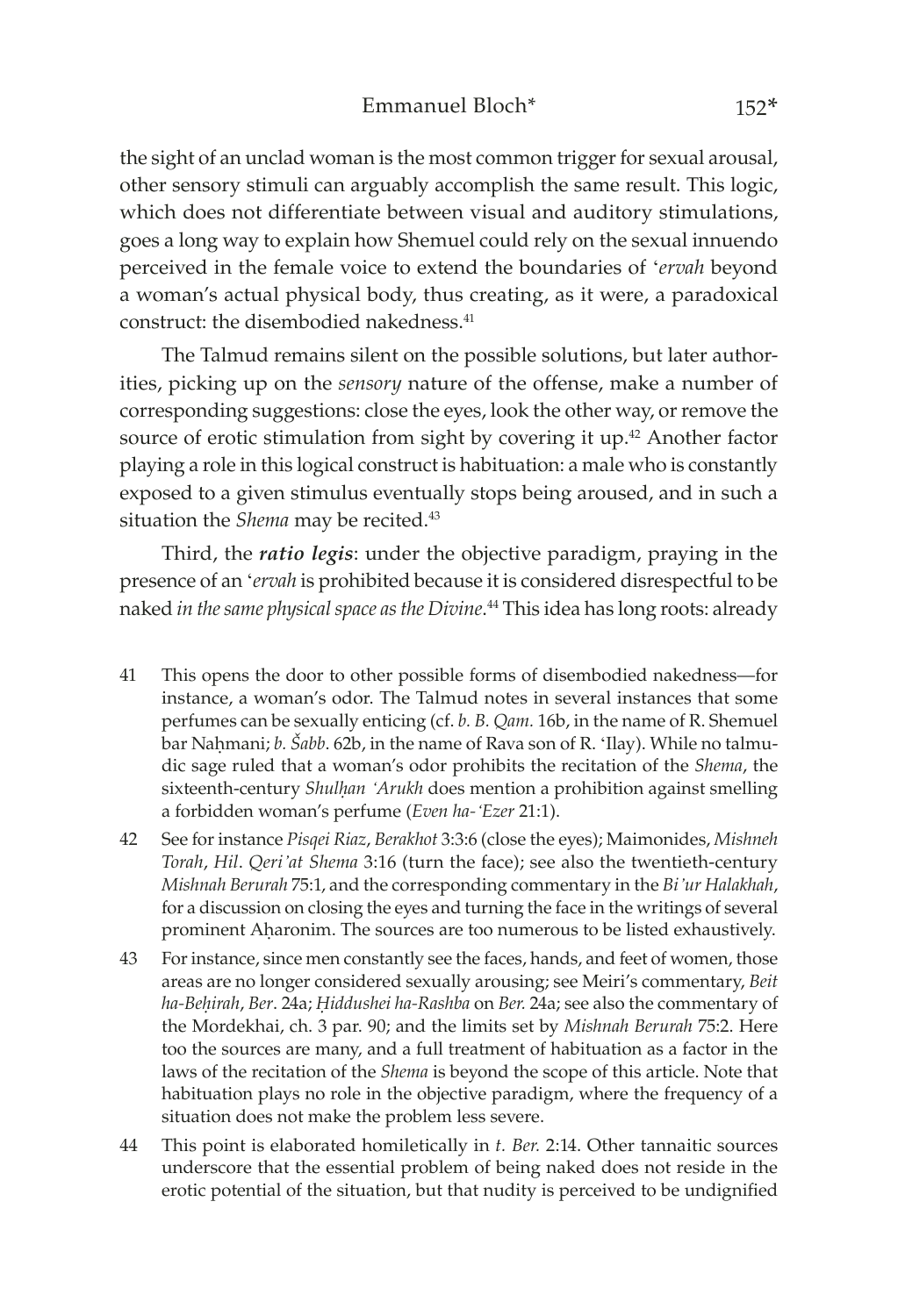the sight of an unclad woman is the most common trigger for sexual arousal, other sensory stimuli can arguably accomplish the same result. This logic, which does not differentiate between visual and auditory stimulations, goes a long way to explain how Shemuel could rely on the sexual innuendo perceived in the female voice to extend the boundaries of ʻ*ervah* beyond a woman's actual physical body, thus creating, as it were, a paradoxical construct: the disembodied nakedness.[41]

The Talmud remains silent on the possible solutions, but later authorities, picking up on the *sensory* nature of the offense, make a number of corresponding suggestions: close the eyes, look the other way, or remove the source of erotic stimulation from sight by covering it up.[42] Another factor playing a role in this logical construct is habituation: a male who is constantly exposed to a given stimulus eventually stops being aroused, and in such a situation the *Shema* may be recited.[43]

Third, the ***ratio legis***: under the objective paradigm, praying in the presence of an ʻ*ervah* is prohibited because it is considered disrespectful to be naked *in the same physical space as the Divine*.[44] This idea has long roots: already

41 This opens the door to other possible forms of disembodied nakedness—for instance, a woman's odor. The Talmud notes in several instances that some perfumes can be sexually enticing (cf. *b. B. Qam.* 16b, in the name of R. Shemuel bar Naḥmani; *b. Šabb*. 62b, in the name of Rava son of R. ʻIlay). While no talmudic sage ruled that a woman's odor prohibits the recitation of the *Shema*, the sixteenth-century *Shulḥan ʻArukh* does mention a prohibition against smelling a forbidden woman's perfume (*Even ha-ʻEzer* 21:1).

42 See for instance *Pisqei Riaz*, *Berakhot* 3:3:6 (close the eyes); Maimonides, *Mishneh Torah*, *Hil*. *Qeri'at Shema* 3:16 (turn the face); see also the twentieth-century *Mishnah Berurah* 75:1, and the corresponding commentary in the *Bi'ur Halakhah*, for a discussion on closing the eyes and turning the face in the writings of several prominent Aḥaronim. The sources are too numerous to be listed exhaustively.

43 For instance, since men constantly see the faces, hands, and feet of women, those areas are no longer considered sexually arousing; see Meiri's commentary, *Beit ha-Beḥirah*, *Ber*. 24a; *Ḥiddushei ha-Rashba* on *Ber.* 24a; see also the commentary of the Mordekhai, ch. 3 par. 90; and the limits set by *Mishnah Berurah* 75:2. Here too the sources are many, and a full treatment of habituation as a factor in the laws of the recitation of the *Shema* is beyond the scope of this article. Note that habituation plays no role in the objective paradigm, where the frequency of a situation does not make the problem less severe.

44 This point is elaborated homiletically in *t. Ber.* 2:14. Other tannaitic sources underscore that the essential problem of being naked does not reside in the erotic potential of the situation, but that nudity is perceived to be undignified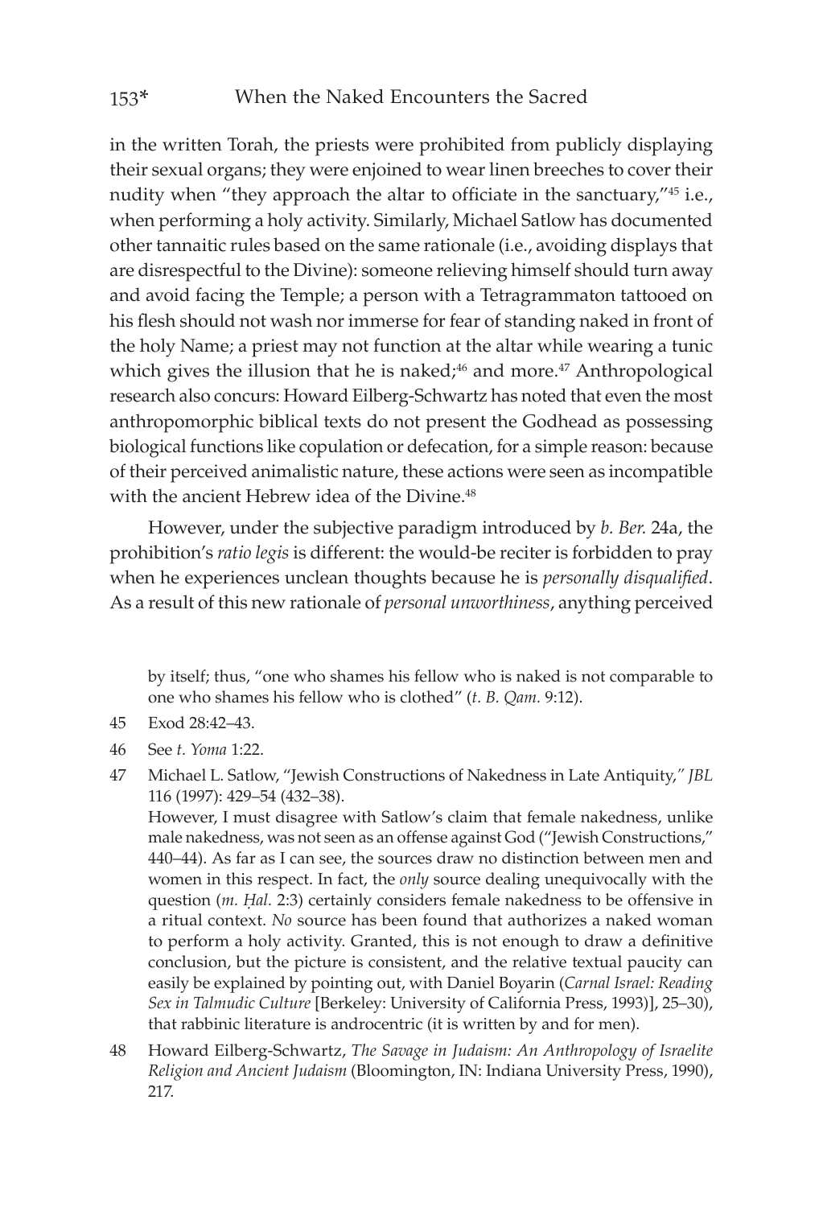in the written Torah, the priests were prohibited from publicly displaying their sexual organs; they were enjoined to wear linen breeches to cover their nudity when "they approach the altar to officiate in the sanctuary,"[45] i.e., when performing a holy activity. Similarly, Michael Satlow has documented other tannaitic rules based on the same rationale (i.e., avoiding displays that are disrespectful to the Divine): someone relieving himself should turn away and avoid facing the Temple; a person with a Tetragrammaton tattooed on his flesh should not wash nor immerse for fear of standing naked in front of the holy Name; a priest may not function at the altar while wearing a tunic which gives the illusion that he is naked;[46] and more.[47] Anthropological research also concurs: Howard Eilberg-Schwartz has noted that even the most anthropomorphic biblical texts do not present the Godhead as possessing biological functions like copulation or defecation, for a simple reason: because of their perceived animalistic nature, these actions were seen as incompatible with the ancient Hebrew idea of the Divine.[48]

However, under the subjective paradigm introduced by *b. Ber.* 24a, the prohibition's *ratio legis* is different: the would-be reciter is forbidden to pray when he experiences unclean thoughts because he is *personally disqualified*. As a result of this new rationale of *personal unworthiness*, anything perceived

---

by itself; thus, "one who shames his fellow who is naked is not comparable to one who shames his fellow who is clothed" (*t. B. Qam.* 9:12).

45 Exod 28:42–43.

46 See *t. Yoma* 1:22.

47 Michael L. Satlow, "Jewish Constructions of Nakedness in Late Antiquity," *JBL* 116 (1997): 429–54 (432–38).
However, I must disagree with Satlow's claim that female nakedness, unlike male nakedness, was not seen as an offense against God ("Jewish Constructions," 440–44). As far as I can see, the sources draw no distinction between men and women in this respect. In fact, the *only* source dealing unequivocally with the question (*m. Ḥal.* 2:3) certainly considers female nakedness to be offensive in a ritual context. *No* source has been found that authorizes a naked woman to perform a holy activity. Granted, this is not enough to draw a definitive conclusion, but the picture is consistent, and the relative textual paucity can easily be explained by pointing out, with Daniel Boyarin (*Carnal Israel: Reading Sex in Talmudic Culture* [Berkeley: University of California Press, 1993)], 25–30), that rabbinic literature is androcentric (it is written by and for men).

48 Howard Eilberg-Schwartz, *The Savage in Judaism: An Anthropology of Israelite Religion and Ancient Judaism* (Bloomington, IN: Indiana University Press, 1990), 217.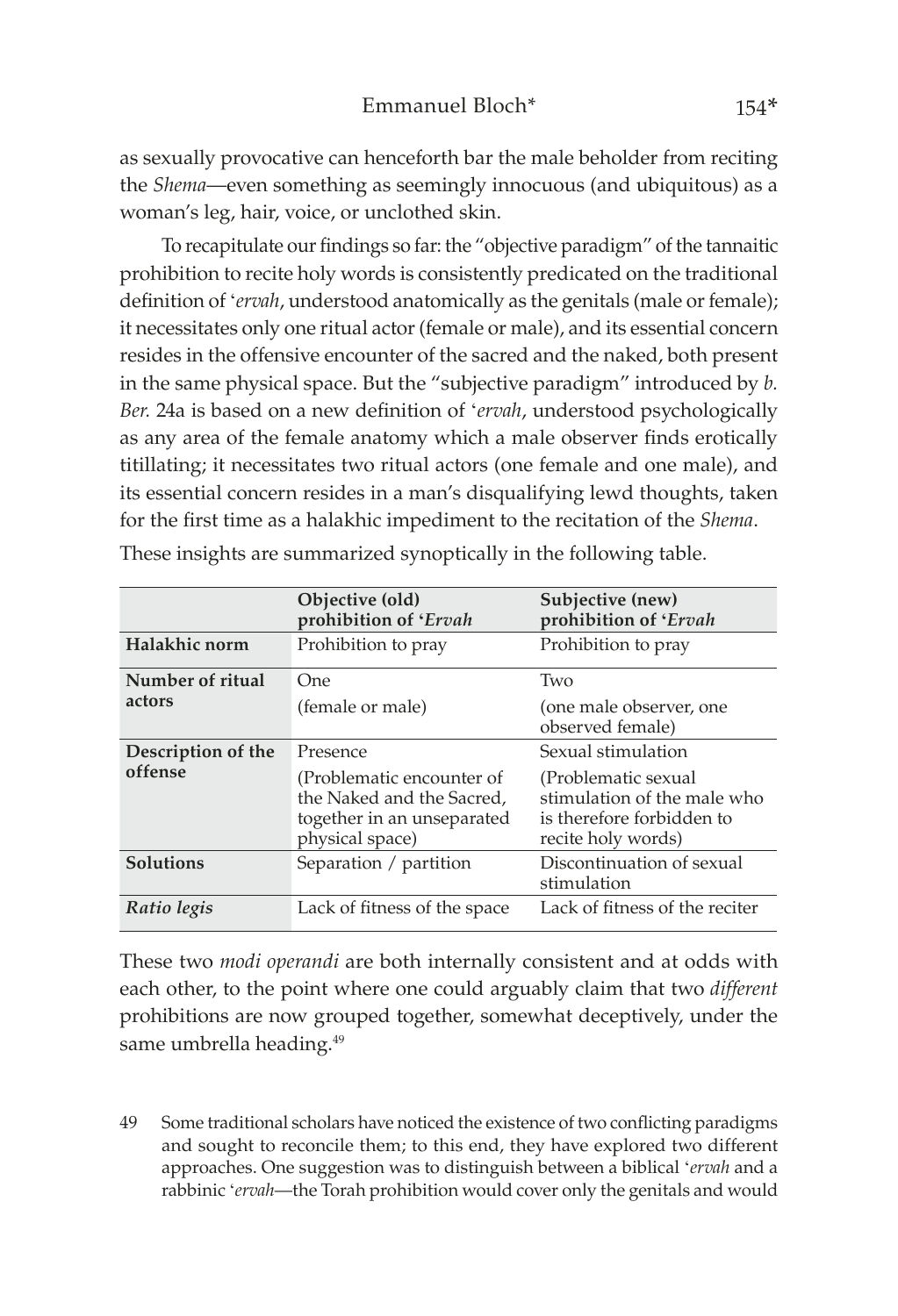as sexually provocative can henceforth bar the male beholder from reciting the *Shema*—even something as seemingly innocuous (and ubiquitous) as a woman's leg, hair, voice, or unclothed skin.

To recapitulate our findings so far: the "objective paradigm" of the tannaitic prohibition to recite holy words is consistently predicated on the traditional definition of '*ervah*, understood anatomically as the genitals (male or female); it necessitates only one ritual actor (female or male), and its essential concern resides in the offensive encounter of the sacred and the naked, both present in the same physical space. But the "subjective paradigm" introduced by *b. Ber.* 24a is based on a new definition of '*ervah*, understood psychologically as any area of the female anatomy which a male observer finds erotically titillating; it necessitates two ritual actors (one female and one male), and its essential concern resides in a man's disqualifying lewd thoughts, taken for the first time as a halakhic impediment to the recitation of the *Shema*. These insights are summarized synoptically in the following table.

| | **Objective (old) prohibition of '*Ervah*** | **Subjective (new) prohibition of '*Ervah*** |
|---|---|---|
| **Halakhic norm** | Prohibition to pray | Prohibition to pray |
| **Number of ritual actors** | One (female or male) | Two (one male observer, one observed female) |
| **Description of the offense** | Presence (Problematic encounter of the Naked and the Sacred, together in an unseparated physical space) | Sexual stimulation (Problematic sexual stimulation of the male who is therefore forbidden to recite holy words) |
| **Solutions** | Separation / partition | Discontinuation of sexual stimulation |
| ***Ratio legis*** | Lack of fitness of the space | Lack of fitness of the reciter |

These two *modi operandi* are both internally consistent and at odds with each other, to the point where one could arguably claim that two *different* prohibitions are now grouped together, somewhat deceptively, under the same umbrella heading.[49]

49 Some traditional scholars have noticed the existence of two conflicting paradigms and sought to reconcile them; to this end, they have explored two different approaches. One suggestion was to distinguish between a biblical '*ervah* and a rabbinic '*ervah*—the Torah prohibition would cover only the genitals and would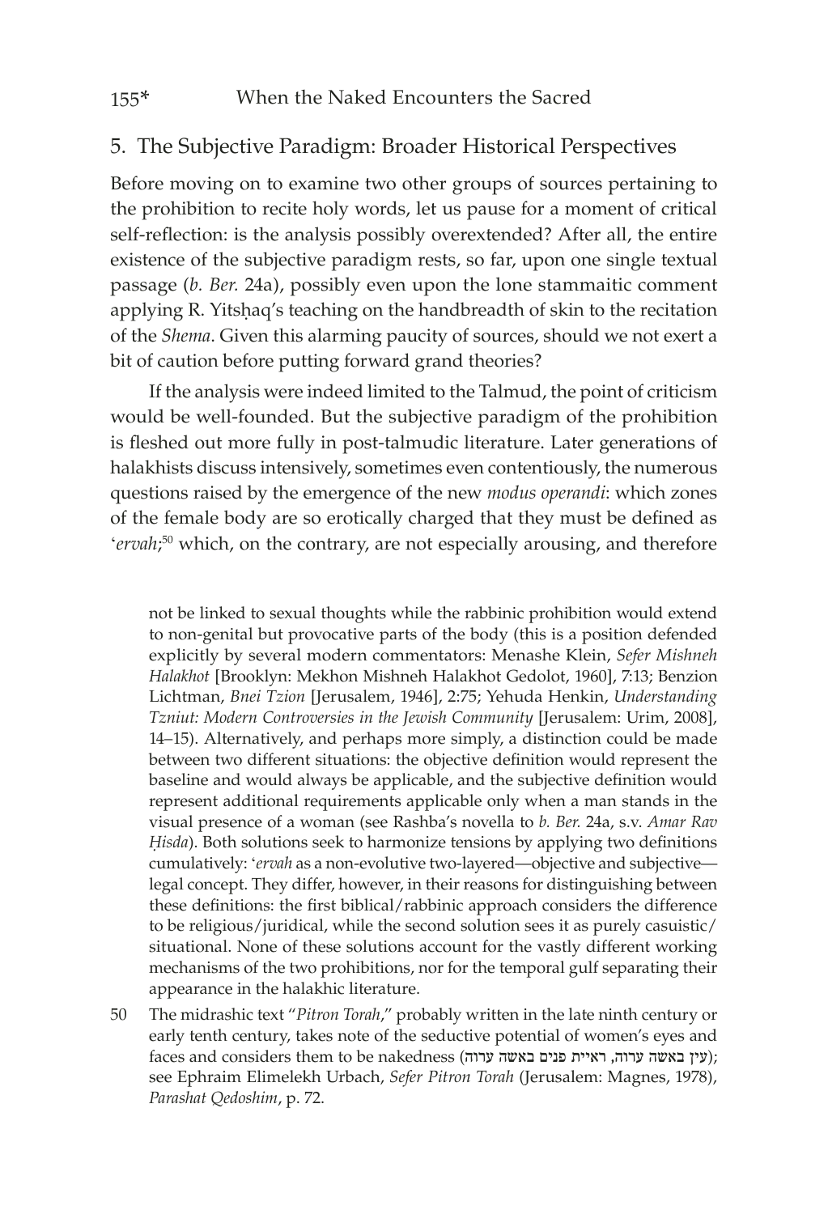## 5. The Subjective Paradigm: Broader Historical Perspectives

Before moving on to examine two other groups of sources pertaining to the prohibition to recite holy words, let us pause for a moment of critical self-reflection: is the analysis possibly overextended? After all, the entire existence of the subjective paradigm rests, so far, upon one single textual passage (*b. Ber.* 24a), possibly even upon the lone stammaitic comment applying R. Yitsḥaq's teaching on the handbreadth of skin to the recitation of the *Shema*. Given this alarming paucity of sources, should we not exert a bit of caution before putting forward grand theories?

If the analysis were indeed limited to the Talmud, the point of criticism would be well-founded. But the subjective paradigm of the prohibition is fleshed out more fully in post-talmudic literature. Later generations of halakhists discuss intensively, sometimes even contentiously, the numerous questions raised by the emergence of the new *modus operandi*: which zones of the female body are so erotically charged that they must be defined as '*ervah*;[50] which, on the contrary, are not especially arousing, and therefore

not be linked to sexual thoughts while the rabbinic prohibition would extend to non-genital but provocative parts of the body (this is a position defended explicitly by several modern commentators: Menashe Klein, *Sefer Mishneh Halakhot* [Brooklyn: Mekhon Mishneh Halakhot Gedolot, 1960], 7:13; Benzion Lichtman, *Bnei Tzion* [Jerusalem, 1946], 2:75; Yehuda Henkin, *Understanding Tzniut: Modern Controversies in the Jewish Community* [Jerusalem: Urim, 2008], 14–15). Alternatively, and perhaps more simply, a distinction could be made between two different situations: the objective definition would represent the baseline and would always be applicable, and the subjective definition would represent additional requirements applicable only when a man stands in the visual presence of a woman (see Rashba's novella to *b. Ber.* 24a, s.v. *Amar Rav Ḥisda*). Both solutions seek to harmonize tensions by applying two definitions cumulatively: '*ervah* as a non-evolutive two-layered—objective and subjective—legal concept. They differ, however, in their reasons for distinguishing between these definitions: the first biblical/rabbinic approach considers the difference to be religious/juridical, while the second solution sees it as purely casuistic/situational. None of these solutions account for the vastly different working mechanisms of the two prohibitions, nor for the temporal gulf separating their appearance in the halakhic literature.

50 The midrashic text "*Pitron Torah*," probably written in the late ninth century or early tenth century, takes note of the seductive potential of women's eyes and faces and considers them to be nakedness (עין באשה ערוה, ראיית פנים באשה ערוה); see Ephraim Elimelekh Urbach, *Sefer Pitron Torah* (Jerusalem: Magnes, 1978), *Parashat Qedoshim*, p. 72.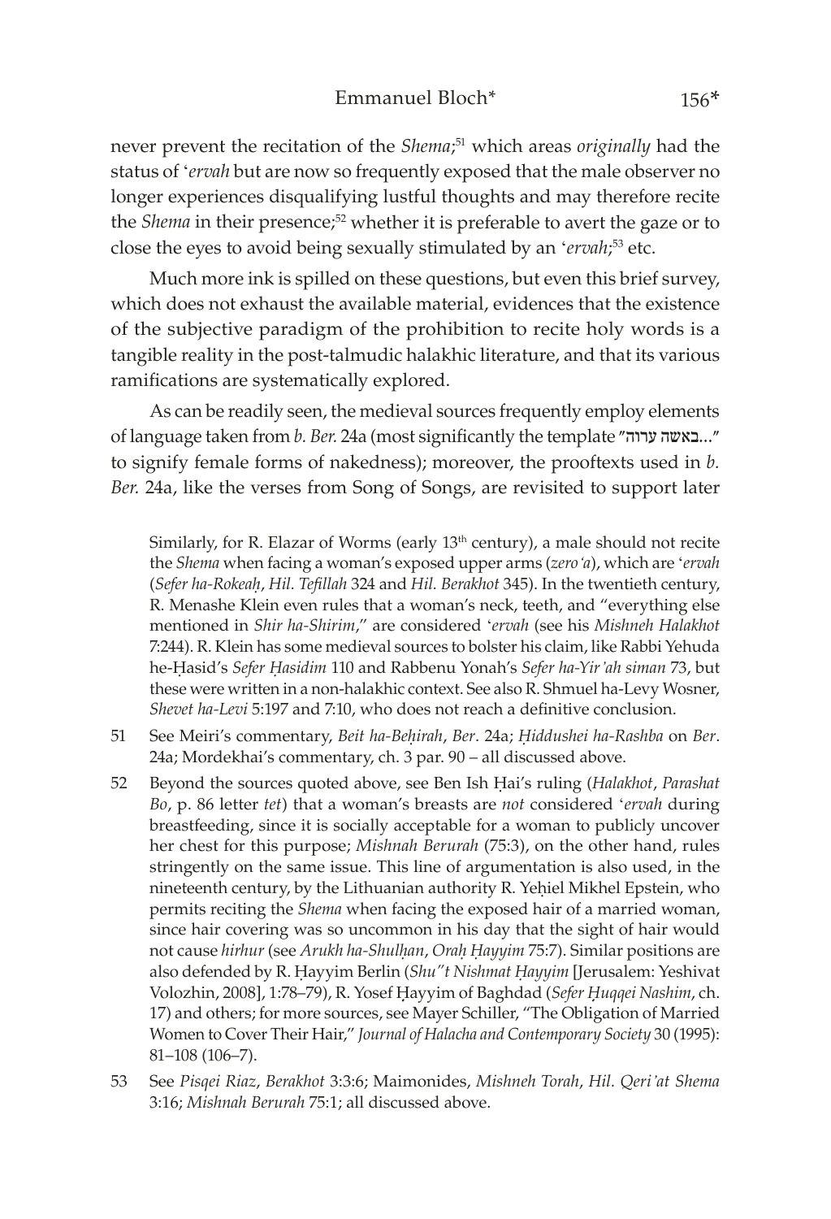never prevent the recitation of the *Shema*;[51] which areas *originally* had the status of '*ervah* but are now so frequently exposed that the male observer no longer experiences disqualifying lustful thoughts and may therefore recite the *Shema* in their presence;[52] whether it is preferable to avert the gaze or to close the eyes to avoid being sexually stimulated by an '*ervah*;[53] etc.

Much more ink is spilled on these questions, but even this brief survey, which does not exhaust the available material, evidences that the existence of the subjective paradigm of the prohibition to recite holy words is a tangible reality in the post-talmudic halakhic literature, and that its various ramifications are systematically explored.

As can be readily seen, the medieval sources frequently employ elements of language taken from *b. Ber.* 24a (most significantly the template "באשה ערוה..." to signify female forms of nakedness); moreover, the prooftexts used in *b. Ber.* 24a, like the verses from Song of Songs, are revisited to support later

Similarly, for R. Elazar of Worms (early 13th century), a male should not recite the *Shema* when facing a woman's exposed upper arms (*zero'a*), which are '*ervah* (*Sefer ha-Rokeaḥ*, *Hil. Tefillah* 324 and *Hil. Berakhot* 345). In the twentieth century, R. Menashe Klein even rules that a woman's neck, teeth, and "everything else mentioned in *Shir ha-Shirim*," are considered '*ervah* (see his *Mishneh Halakhot* 7:244). R. Klein has some medieval sources to bolster his claim, like Rabbi Yehuda he-Ḥasid's *Sefer Ḥasidim* 110 and Rabbenu Yonah's *Sefer ha-Yir'ah siman* 73, but these were written in a non-halakhic context. See also R. Shmuel ha-Levy Wosner, *Shevet ha-Levi* 5:197 and 7:10, who does not reach a definitive conclusion.

51 See Meiri's commentary, *Beit ha-Beḥirah*, *Ber*. 24a; *Ḥiddushei ha-Rashba* on *Ber*. 24a; Mordekhai's commentary, ch. 3 par. 90 – all discussed above.

52 Beyond the sources quoted above, see Ben Ish Ḥai's ruling (*Halakhot*, *Parashat Bo*, p. 86 letter *tet*) that a woman's breasts are *not* considered '*ervah* during breastfeeding, since it is socially acceptable for a woman to publicly uncover her chest for this purpose; *Mishnah Berurah* (75:3), on the other hand, rules stringently on the same issue. This line of argumentation is also used, in the nineteenth century, by the Lithuanian authority R. Yeḥiel Mikhel Epstein, who permits reciting the *Shema* when facing the exposed hair of a married woman, since hair covering was so uncommon in his day that the sight of hair would not cause *hirhur* (see *Arukh ha-Shulḥan*, *Oraḥ Ḥayyim* 75:7). Similar positions are also defended by R. Ḥayyim Berlin (*Shu"t Nishmat Ḥayyim* [Jerusalem: Yeshivat Volozhin, 2008], 1:78–79), R. Yosef Ḥayyim of Baghdad (*Sefer Ḥuqqei Nashim*, ch. 17) and others; for more sources, see Mayer Schiller, "The Obligation of Married Women to Cover Their Hair," *Journal of Halacha and Contemporary Society* 30 (1995): 81–108 (106–7).

53 See *Pisqei Riaz*, *Berakhot* 3:3:6; Maimonides, *Mishneh Torah*, *Hil. Qeri'at Shema* 3:16; *Mishnah Berurah* 75:1; all discussed above.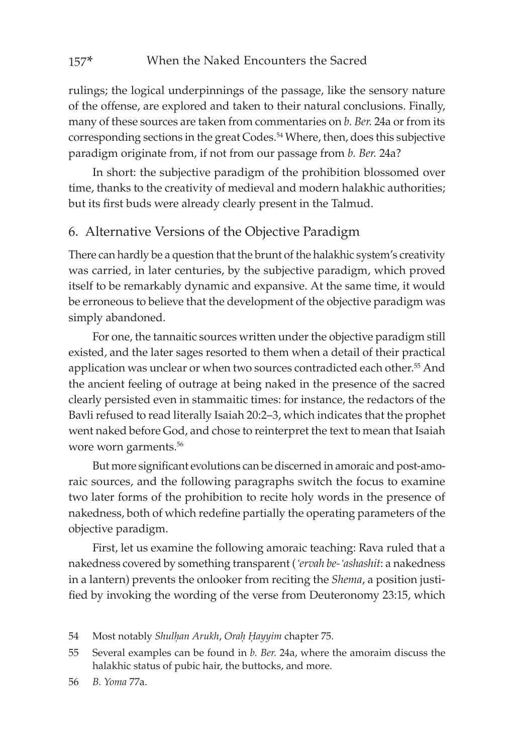rulings; the logical underpinnings of the passage, like the sensory nature of the offense, are explored and taken to their natural conclusions. Finally, many of these sources are taken from commentaries on *b. Ber.* 24a or from its corresponding sections in the great Codes.[54] Where, then, does this subjective paradigm originate from, if not from our passage from *b. Ber.* 24a?

In short: the subjective paradigm of the prohibition blossomed over time, thanks to the creativity of medieval and modern halakhic authorities; but its first buds were already clearly present in the Talmud.

## 6. Alternative Versions of the Objective Paradigm

There can hardly be a question that the brunt of the halakhic system's creativity was carried, in later centuries, by the subjective paradigm, which proved itself to be remarkably dynamic and expansive. At the same time, it would be erroneous to believe that the development of the objective paradigm was simply abandoned.

For one, the tannaitic sources written under the objective paradigm still existed, and the later sages resorted to them when a detail of their practical application was unclear or when two sources contradicted each other.[55] And the ancient feeling of outrage at being naked in the presence of the sacred clearly persisted even in stammaitic times: for instance, the redactors of the Bavli refused to read literally Isaiah 20:2–3, which indicates that the prophet went naked before God, and chose to reinterpret the text to mean that Isaiah wore worn garments.[56]

But more significant evolutions can be discerned in amoraic and post-amoraic sources, and the following paragraphs switch the focus to examine two later forms of the prohibition to recite holy words in the presence of nakedness, both of which redefine partially the operating parameters of the objective paradigm.

First, let us examine the following amoraic teaching: Rava ruled that a nakedness covered by something transparent (*'ervah be-'ashashit*: a nakedness in a lantern) prevents the onlooker from reciting the *Shema*, a position justified by invoking the wording of the verse from Deuteronomy 23:15, which

54 Most notably *Shulḥan Arukh*, *Oraḥ Ḥayyim* chapter 75.

55 Several examples can be found in *b. Ber.* 24a, where the amoraim discuss the halakhic status of pubic hair, the buttocks, and more.

56 *B. Yoma* 77a.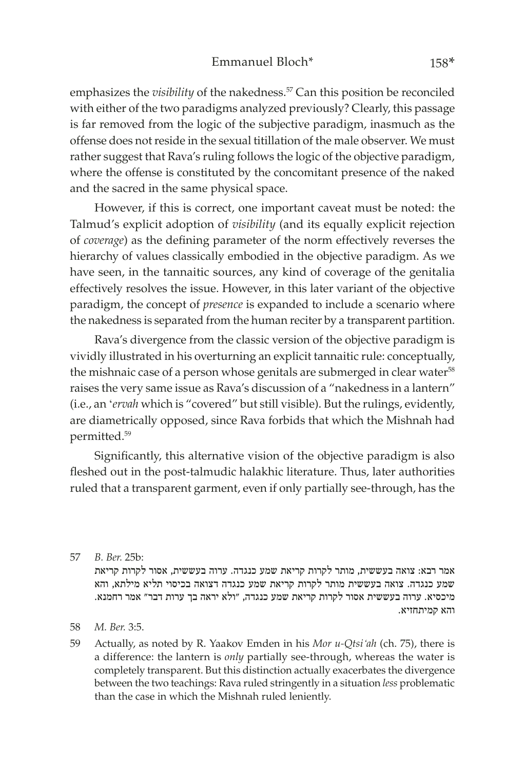emphasizes the *visibility* of the nakedness.[57] Can this position be reconciled with either of the two paradigms analyzed previously? Clearly, this passage is far removed from the logic of the subjective paradigm, inasmuch as the offense does not reside in the sexual titillation of the male observer. We must rather suggest that Rava's ruling follows the logic of the objective paradigm, where the offense is constituted by the concomitant presence of the naked and the sacred in the same physical space.

However, if this is correct, one important caveat must be noted: the Talmud's explicit adoption of *visibility* (and its equally explicit rejection of *coverage*) as the defining parameter of the norm effectively reverses the hierarchy of values classically embodied in the objective paradigm. As we have seen, in the tannaitic sources, any kind of coverage of the genitalia effectively resolves the issue. However, in this later variant of the objective paradigm, the concept of *presence* is expanded to include a scenario where the nakedness is separated from the human reciter by a transparent partition.

Rava's divergence from the classic version of the objective paradigm is vividly illustrated in his overturning an explicit tannaitic rule: conceptually, the mishnaic case of a person whose genitals are submerged in clear water[58] raises the very same issue as Rava's discussion of a "nakedness in a lantern" (i.e., an '*ervah* which is "covered" but still visible). But the rulings, evidently, are diametrically opposed, since Rava forbids that which the Mishnah had permitted.[59]

Significantly, this alternative vision of the objective paradigm is also fleshed out in the post-talmudic halakhic literature. Thus, later authorities ruled that a transparent garment, even if only partially see-through, has the

---

57 *B. Ber.* 25b:
אמר רבא: צואה בעששית, מותר לקרות קריאת שמע כנגדה. ערוה בעששית, אסור לקרות קריאת שמע כנגדה. צואה בעששית מותר לקרות קריאת שמע כנגדה דצואה בכיסוי תליא מילתא, והא מיכסיא. ערוה בעששית אסור לקרות קריאת שמע כנגדה, "ולא יראה בך ערות דבר" אמר רחמנא. והא קמיתחזיא.

58 *M. Ber.* 3:5.

59 Actually, as noted by R. Yaakov Emden in his *Mor u-Qtsi'ah* (ch. 75), there is a difference: the lantern is *only* partially see-through, whereas the water is completely transparent. But this distinction actually exacerbates the divergence between the two teachings: Rava ruled stringently in a situation *less* problematic than the case in which the Mishnah ruled leniently.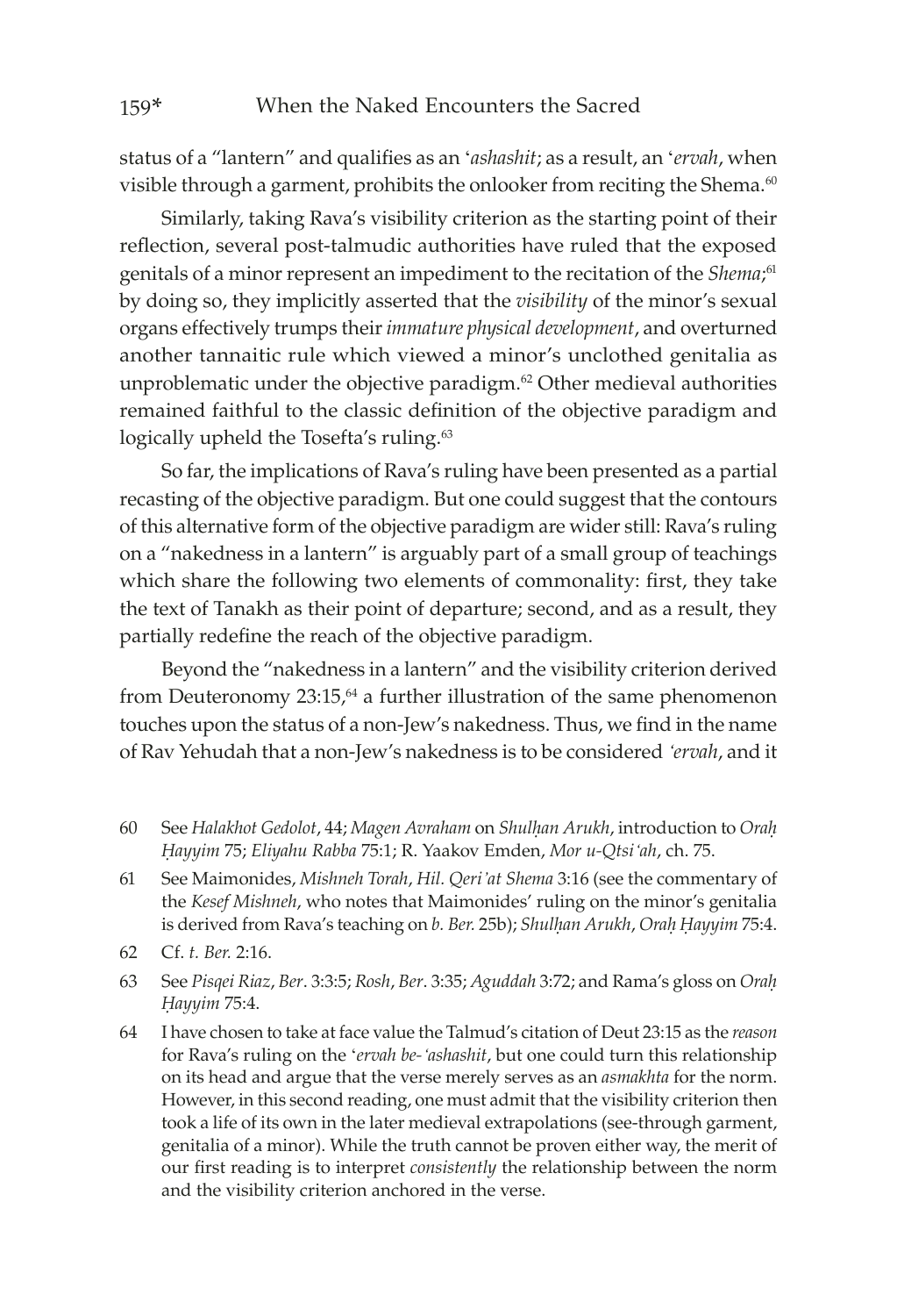status of a "lantern" and qualifies as an *'ashashit*; as a result, an *'ervah*, when visible through a garment, prohibits the onlooker from reciting the Shema.[60]

Similarly, taking Rava's visibility criterion as the starting point of their reflection, several post-talmudic authorities have ruled that the exposed genitals of a minor represent an impediment to the recitation of the *Shema*;[61] by doing so, they implicitly asserted that the *visibility* of the minor's sexual organs effectively trumps their *immature physical development*, and overturned another tannaitic rule which viewed a minor's unclothed genitalia as unproblematic under the objective paradigm.[62] Other medieval authorities remained faithful to the classic definition of the objective paradigm and logically upheld the Tosefta's ruling.[63]

So far, the implications of Rava's ruling have been presented as a partial recasting of the objective paradigm. But one could suggest that the contours of this alternative form of the objective paradigm are wider still: Rava's ruling on a "nakedness in a lantern" is arguably part of a small group of teachings which share the following two elements of commonality: first, they take the text of Tanakh as their point of departure; second, and as a result, they partially redefine the reach of the objective paradigm.

Beyond the "nakedness in a lantern" and the visibility criterion derived from Deuteronomy 23:15,[64] a further illustration of the same phenomenon touches upon the status of a non-Jew's nakedness. Thus, we find in the name of Rav Yehudah that a non-Jew's nakedness is to be considered *'ervah*, and it

---

60 See *Halakhot Gedolot*, 44; *Magen Avraham* on *Shulḥan Arukh*, introduction to *Oraḥ Ḥayyim* 75; *Eliyahu Rabba* 75:1; R. Yaakov Emden, *Mor u-Qtsi'ah*, ch. 75.

61 See Maimonides, *Mishneh Torah*, *Hil. Qeri'at Shema* 3:16 (see the commentary of the *Kesef Mishneh*, who notes that Maimonides' ruling on the minor's genitalia is derived from Rava's teaching on *b. Ber.* 25b); *Shulḥan Arukh*, *Oraḥ Ḥayyim* 75:4.

62 Cf. *t. Ber.* 2:16.

63 See *Pisqei Riaz*, *Ber*. 3:3:5; *Rosh*, *Ber*. 3:35; *Aguddah* 3:72; and Rama's gloss on *Oraḥ Ḥayyim* 75:4.

64 I have chosen to take at face value the Talmud's citation of Deut 23:15 as the *reason* for Rava's ruling on the *'ervah be-'ashashit*, but one could turn this relationship on its head and argue that the verse merely serves as an *asmakhta* for the norm. However, in this second reading, one must admit that the visibility criterion then took a life of its own in the later medieval extrapolations (see-through garment, genitalia of a minor). While the truth cannot be proven either way, the merit of our first reading is to interpret *consistently* the relationship between the norm and the visibility criterion anchored in the verse.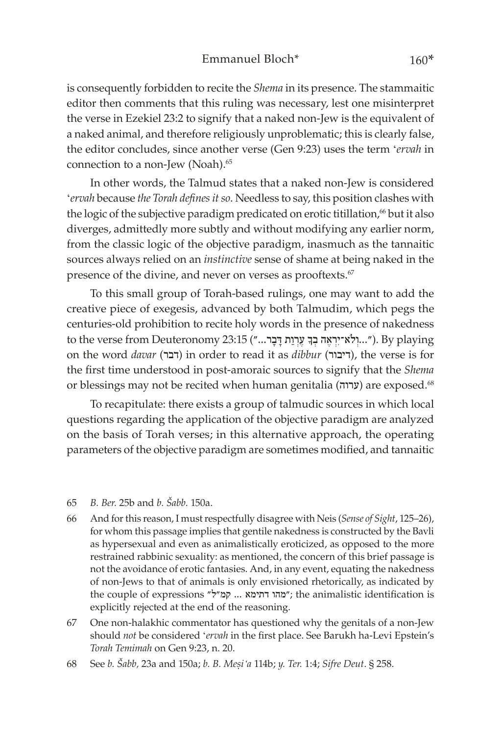is consequently forbidden to recite the *Shema* in its presence. The stammaitic editor then comments that this ruling was necessary, lest one misinterpret the verse in Ezekiel 23:2 to signify that a naked non-Jew is the equivalent of a naked animal, and therefore religiously unproblematic; this is clearly false, the editor concludes, since another verse (Gen 9:23) uses the term ʻ*ervah* in connection to a non-Jew (Noah).[65]

In other words, the Talmud states that a naked non-Jew is considered ʻ*ervah* because *the Torah defines it so*. Needless to say, this position clashes with the logic of the subjective paradigm predicated on erotic titillation,[66] but it also diverges, admittedly more subtly and without modifying any earlier norm, from the classic logic of the objective paradigm, inasmuch as the tannaitic sources always relied on an *instinctive* sense of shame at being naked in the presence of the divine, and never on verses as prooftexts.[67]

To this small group of Torah-based rulings, one may want to add the creative piece of exegesis, advanced by both Talmudim, which pegs the centuries-old prohibition to recite holy words in the presence of nakedness to the verse from Deuteronomy 23:15 ("...וְלֹא־יִרְאֶה בְךָ עֶרְוַת דָּבָר..."). By playing on the word *davar* (דבר) in order to read it as *dibbur* (דיבור), the verse is for the first time understood in post-amoraic sources to signify that the *Shema* or blessings may not be recited when human genitalia (ערוה) are exposed.[68]

To recapitulate: there exists a group of talmudic sources in which local questions regarding the application of the objective paradigm are analyzed on the basis of Torah verses; in this alternative approach, the operating parameters of the objective paradigm are sometimes modified, and tannaitic

65 *B. Ber.* 25b and *b. Šabb.* 150a.

66 And for this reason, I must respectfully disagree with Neis (*Sense of Sight*, 125–26), for whom this passage implies that gentile nakedness is constructed by the Bavli as hypersexual and even as animalistically eroticized, as opposed to the more restrained rabbinic sexuality: as mentioned, the concern of this brief passage is not the avoidance of erotic fantasies. And, in any event, equating the nakedness of non-Jews to that of animals is only envisioned rhetorically, as indicated by the couple of expressions "מהו דתימא ... קמ"ל"; the animalistic identification is explicitly rejected at the end of the reasoning.

67 One non-halakhic commentator has questioned why the genitals of a non-Jew should *not* be considered ʻ*ervah* in the first place. See Barukh ha-Levi Epstein's *Torah Temimah* on Gen 9:23, n. 20.

68 See *b. Šabb*, 23a and 150a; *b. B. Meṣiʻa* 114b; *y. Ter.* 1:4; *Sifre Deut*. § 258.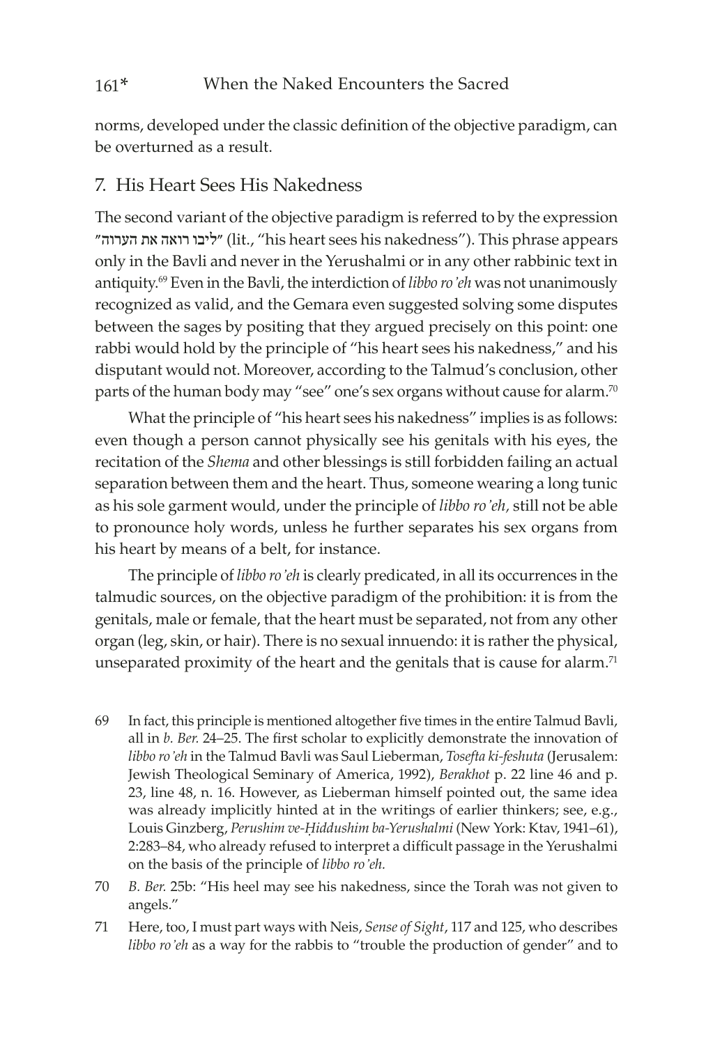norms, developed under the classic definition of the objective paradigm, can be overturned as a result.

## 7. His Heart Sees His Nakedness

The second variant of the objective paradigm is referred to by the expression "ליבו רואה את הערוה" (lit., "his heart sees his nakedness"). This phrase appears only in the Bavli and never in the Yerushalmi or in any other rabbinic text in antiquity.[69] Even in the Bavli, the interdiction of *libbo ro'eh* was not unanimously recognized as valid, and the Gemara even suggested solving some disputes between the sages by positing that they argued precisely on this point: one rabbi would hold by the principle of "his heart sees his nakedness," and his disputant would not. Moreover, according to the Talmud's conclusion, other parts of the human body may "see" one's sex organs without cause for alarm.[70]

What the principle of "his heart sees his nakedness" implies is as follows: even though a person cannot physically see his genitals with his eyes, the recitation of the *Shema* and other blessings is still forbidden failing an actual separation between them and the heart. Thus, someone wearing a long tunic as his sole garment would, under the principle of *libbo ro'eh*, still not be able to pronounce holy words, unless he further separates his sex organs from his heart by means of a belt, for instance.

The principle of *libbo ro'eh* is clearly predicated, in all its occurrences in the talmudic sources, on the objective paradigm of the prohibition: it is from the genitals, male or female, that the heart must be separated, not from any other organ (leg, skin, or hair). There is no sexual innuendo: it is rather the physical, unseparated proximity of the heart and the genitals that is cause for alarm.[71]

69 In fact, this principle is mentioned altogether five times in the entire Talmud Bavli, all in *b. Ber.* 24–25. The first scholar to explicitly demonstrate the innovation of *libbo ro'eh* in the Talmud Bavli was Saul Lieberman, *Tosefta ki-feshuta* (Jerusalem: Jewish Theological Seminary of America, 1992), *Berakhot* p. 22 line 46 and p. 23, line 48, n. 16. However, as Lieberman himself pointed out, the same idea was already implicitly hinted at in the writings of earlier thinkers; see, e.g., Louis Ginzberg, *Perushim ve-Ḥiddushim ba-Yerushalmi* (New York: Ktav, 1941–61), 2:283–84, who already refused to interpret a difficult passage in the Yerushalmi on the basis of the principle of *libbo ro'eh.*

70 *B. Ber.* 25b: "His heel may see his nakedness, since the Torah was not given to angels."

71 Here, too, I must part ways with Neis, *Sense of Sight*, 117 and 125, who describes *libbo ro'eh* as a way for the rabbis to "trouble the production of gender" and to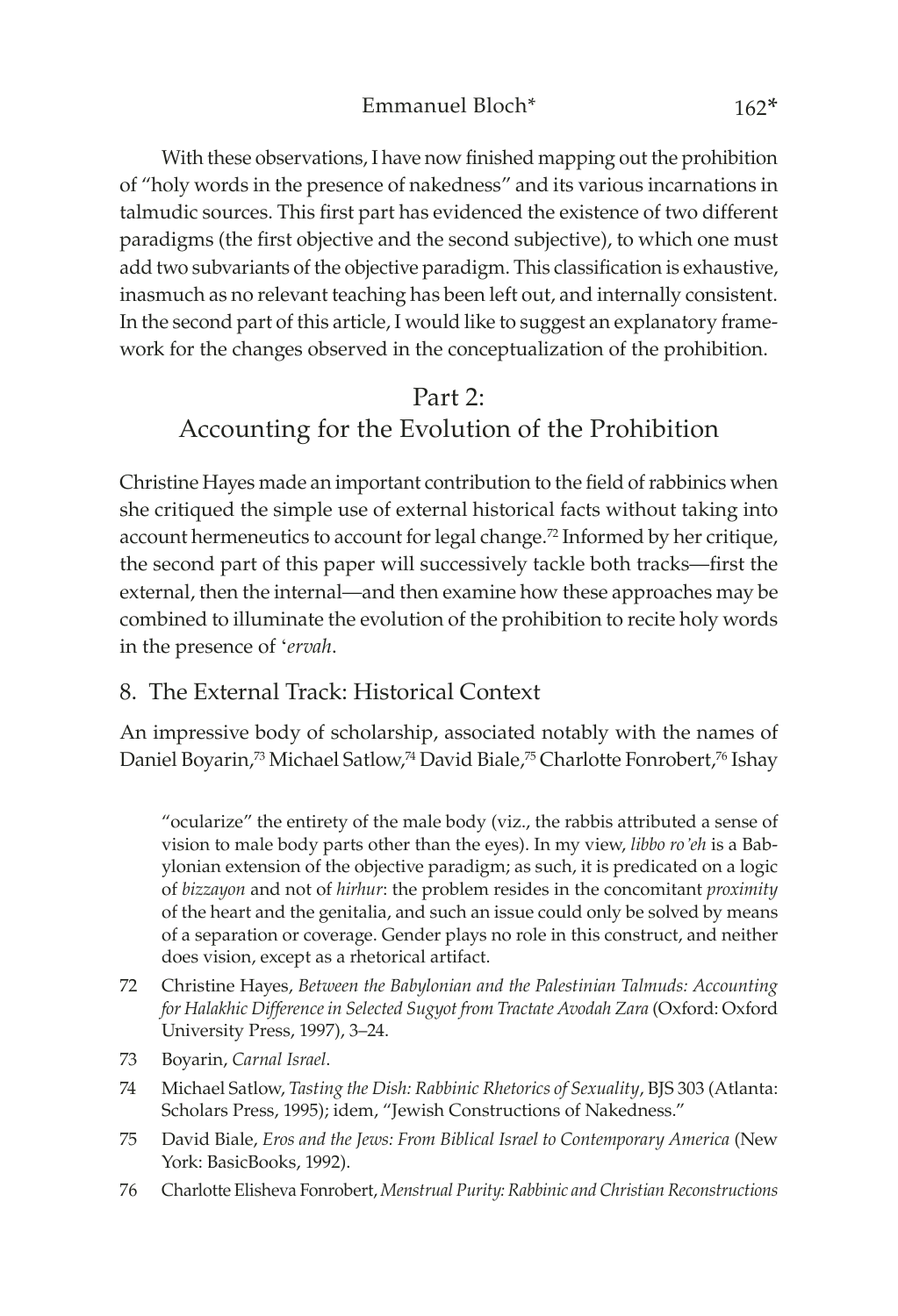With these observations, I have now finished mapping out the prohibition of "holy words in the presence of nakedness" and its various incarnations in talmudic sources. This first part has evidenced the existence of two different paradigms (the first objective and the second subjective), to which one must add two subvariants of the objective paradigm. This classification is exhaustive, inasmuch as no relevant teaching has been left out, and internally consistent. In the second part of this article, I would like to suggest an explanatory framework for the changes observed in the conceptualization of the prohibition.

## Part 2: Accounting for the Evolution of the Prohibition

Christine Hayes made an important contribution to the field of rabbinics when she critiqued the simple use of external historical facts without taking into account hermeneutics to account for legal change.[72] Informed by her critique, the second part of this paper will successively tackle both tracks—first the external, then the internal—and then examine how these approaches may be combined to illuminate the evolution of the prohibition to recite holy words in the presence of ʿ*ervah*.

### 8. The External Track: Historical Context

An impressive body of scholarship, associated notably with the names of Daniel Boyarin,[73] Michael Satlow,[74] David Biale,[75] Charlotte Fonrobert,[76] Ishay

"ocularize" the entirety of the male body (viz., the rabbis attributed a sense of vision to male body parts other than the eyes). In my view, *libbo ro'eh* is a Babylonian extension of the objective paradigm; as such, it is predicated on a logic of *bizzayon* and not of *hirhur*: the problem resides in the concomitant *proximity* of the heart and the genitalia, and such an issue could only be solved by means of a separation or coverage. Gender plays no role in this construct, and neither does vision, except as a rhetorical artifact.

72 Christine Hayes, *Between the Babylonian and the Palestinian Talmuds: Accounting for Halakhic Difference in Selected Sugyot from Tractate Avodah Zara* (Oxford: Oxford University Press, 1997), 3–24.

73 Boyarin, *Carnal Israel*.

74 Michael Satlow, *Tasting the Dish: Rabbinic Rhetorics of Sexuality*, BJS 303 (Atlanta: Scholars Press, 1995); idem, "Jewish Constructions of Nakedness."

75 David Biale, *Eros and the Jews: From Biblical Israel to Contemporary America* (New York: BasicBooks, 1992).

76 Charlotte Elisheva Fonrobert, *Menstrual Purity: Rabbinic and Christian Reconstructions*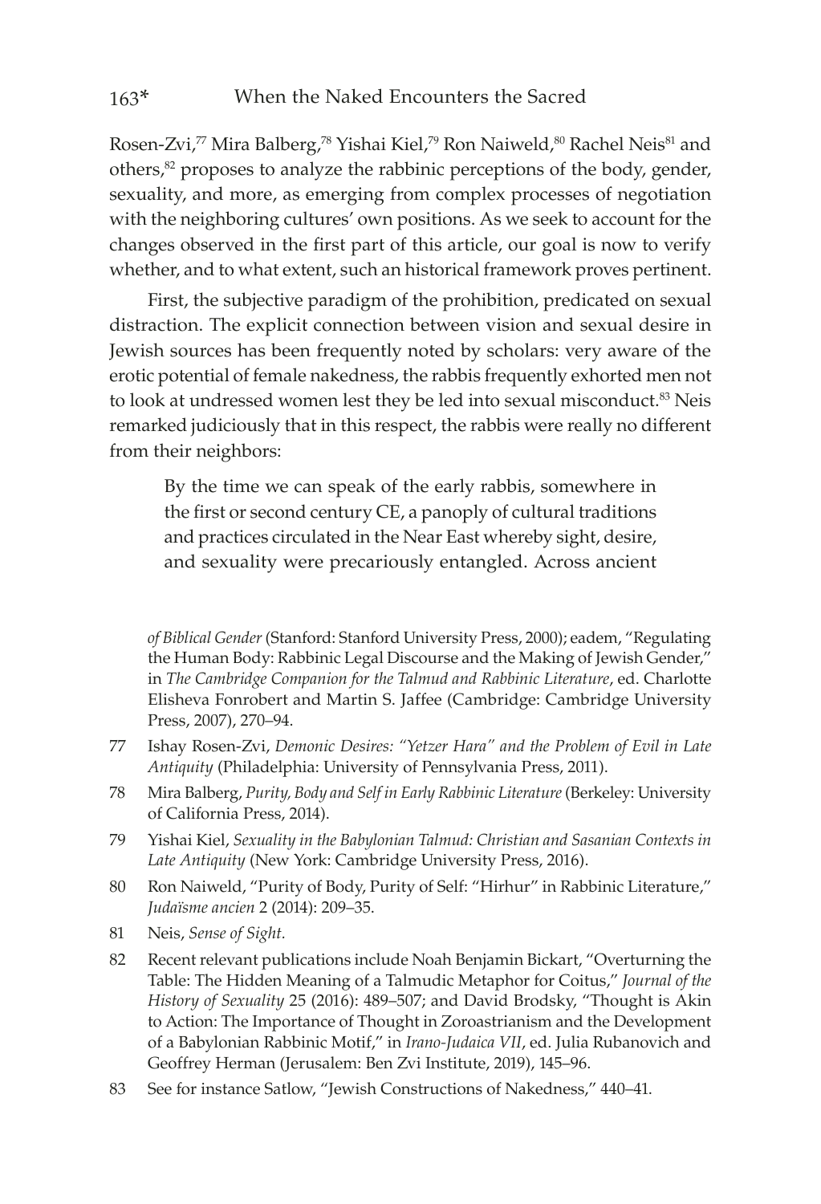Rosen-Zvi,[77] Mira Balberg,[78] Yishai Kiel,[79] Ron Naiweld,[80] Rachel Neis[81] and others,[82] proposes to analyze the rabbinic perceptions of the body, gender, sexuality, and more, as emerging from complex processes of negotiation with the neighboring cultures' own positions. As we seek to account for the changes observed in the first part of this article, our goal is now to verify whether, and to what extent, such an historical framework proves pertinent.

First, the subjective paradigm of the prohibition, predicated on sexual distraction. The explicit connection between vision and sexual desire in Jewish sources has been frequently noted by scholars: very aware of the erotic potential of female nakedness, the rabbis frequently exhorted men not to look at undressed women lest they be led into sexual misconduct.[83] Neis remarked judiciously that in this respect, the rabbis were really no different from their neighbors:

> By the time we can speak of the early rabbis, somewhere in the first or second century CE, a panoply of cultural traditions and practices circulated in the Near East whereby sight, desire, and sexuality were precariously entangled. Across ancient

*of Biblical Gender* (Stanford: Stanford University Press, 2000); eadem, "Regulating the Human Body: Rabbinic Legal Discourse and the Making of Jewish Gender," in *The Cambridge Companion for the Talmud and Rabbinic Literature*, ed. Charlotte Elisheva Fonrobert and Martin S. Jaffee (Cambridge: Cambridge University Press, 2007), 270–94.

77 Ishay Rosen-Zvi, *Demonic Desires: "Yetzer Hara" and the Problem of Evil in Late Antiquity* (Philadelphia: University of Pennsylvania Press, 2011).

78 Mira Balberg, *Purity, Body and Self in Early Rabbinic Literature* (Berkeley: University of California Press, 2014).

79 Yishai Kiel, *Sexuality in the Babylonian Talmud: Christian and Sasanian Contexts in Late Antiquity* (New York: Cambridge University Press, 2016).

80 Ron Naiweld, "Purity of Body, Purity of Self: "Hirhur" in Rabbinic Literature," *Judaïsme ancien* 2 (2014): 209–35.

81 Neis, *Sense of Sight.*

82 Recent relevant publications include Noah Benjamin Bickart, "Overturning the Table: The Hidden Meaning of a Talmudic Metaphor for Coitus," *Journal of the History of Sexuality* 25 (2016): 489–507; and David Brodsky, "Thought is Akin to Action: The Importance of Thought in Zoroastrianism and the Development of a Babylonian Rabbinic Motif," in *Irano-Judaica VII*, ed. Julia Rubanovich and Geoffrey Herman (Jerusalem: Ben Zvi Institute, 2019), 145–96.

83 See for instance Satlow, "Jewish Constructions of Nakedness," 440–41.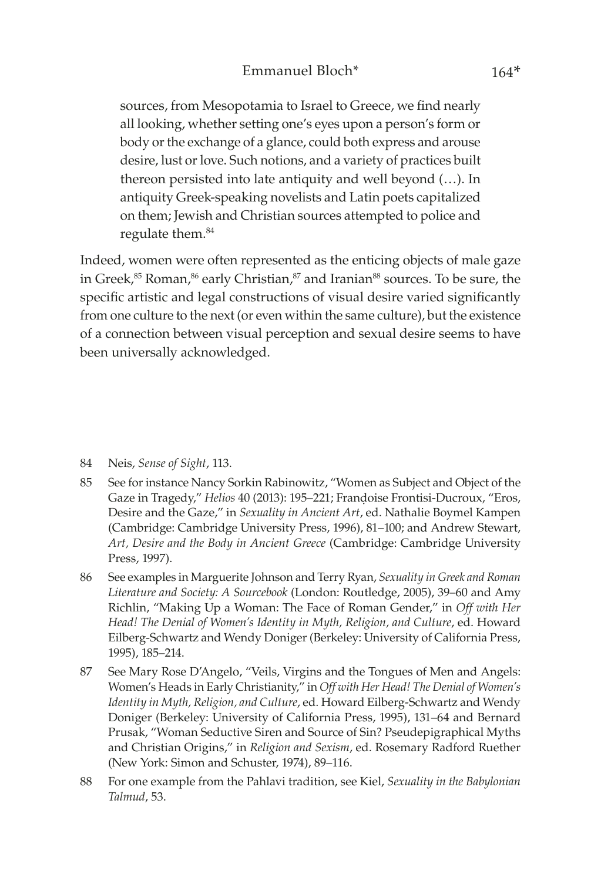> sources, from Mesopotamia to Israel to Greece, we find nearly all looking, whether setting one's eyes upon a person's form or body or the exchange of a glance, could both express and arouse desire, lust or love. Such notions, and a variety of practices built thereon persisted into late antiquity and well beyond (…). In antiquity Greek-speaking novelists and Latin poets capitalized on them; Jewish and Christian sources attempted to police and regulate them.[84]

Indeed, women were often represented as the enticing objects of male gaze in Greek,[85] Roman,[86] early Christian,[87] and Iranian[88] sources. To be sure, the specific artistic and legal constructions of visual desire varied significantly from one culture to the next (or even within the same culture), but the existence of a connection between visual perception and sexual desire seems to have been universally acknowledged.

84 Neis, *Sense of Sight*, 113.

85 See for instance Nancy Sorkin Rabinowitz, "Women as Subject and Object of the Gaze in Tragedy," *Helios* 40 (2013): 195–221; Frandoise Frontisi-Ducroux, "Eros, Desire and the Gaze," in *Sexuality in Ancient Art*, ed. Nathalie Boymel Kampen (Cambridge: Cambridge University Press, 1996), 81–100; and Andrew Stewart, *Art, Desire and the Body in Ancient Greece* (Cambridge: Cambridge University Press, 1997).

86 See examples in Marguerite Johnson and Terry Ryan, *Sexuality in Greek and Roman Literature and Society: A Sourcebook* (London: Routledge, 2005), 39–60 and Amy Richlin, "Making Up a Woman: The Face of Roman Gender," in *Off with Her Head! The Denial of Women's Identity in Myth, Religion, and Culture*, ed. Howard Eilberg-Schwartz and Wendy Doniger (Berkeley: University of California Press, 1995), 185–214.

87 See Mary Rose D'Angelo, "Veils, Virgins and the Tongues of Men and Angels: Women's Heads in Early Christianity," in *Off with Her Head! The Denial of Women's Identity in Myth, Religion, and Culture*, ed. Howard Eilberg-Schwartz and Wendy Doniger (Berkeley: University of California Press, 1995), 131–64 and Bernard Prusak, "Woman Seductive Siren and Source of Sin? Pseudepigraphical Myths and Christian Origins," in *Religion and Sexism*, ed. Rosemary Radford Ruether (New York: Simon and Schuster, 1974), 89–116.

88 For one example from the Pahlavi tradition, see Kiel, *Sexuality in the Babylonian Talmud*, 53.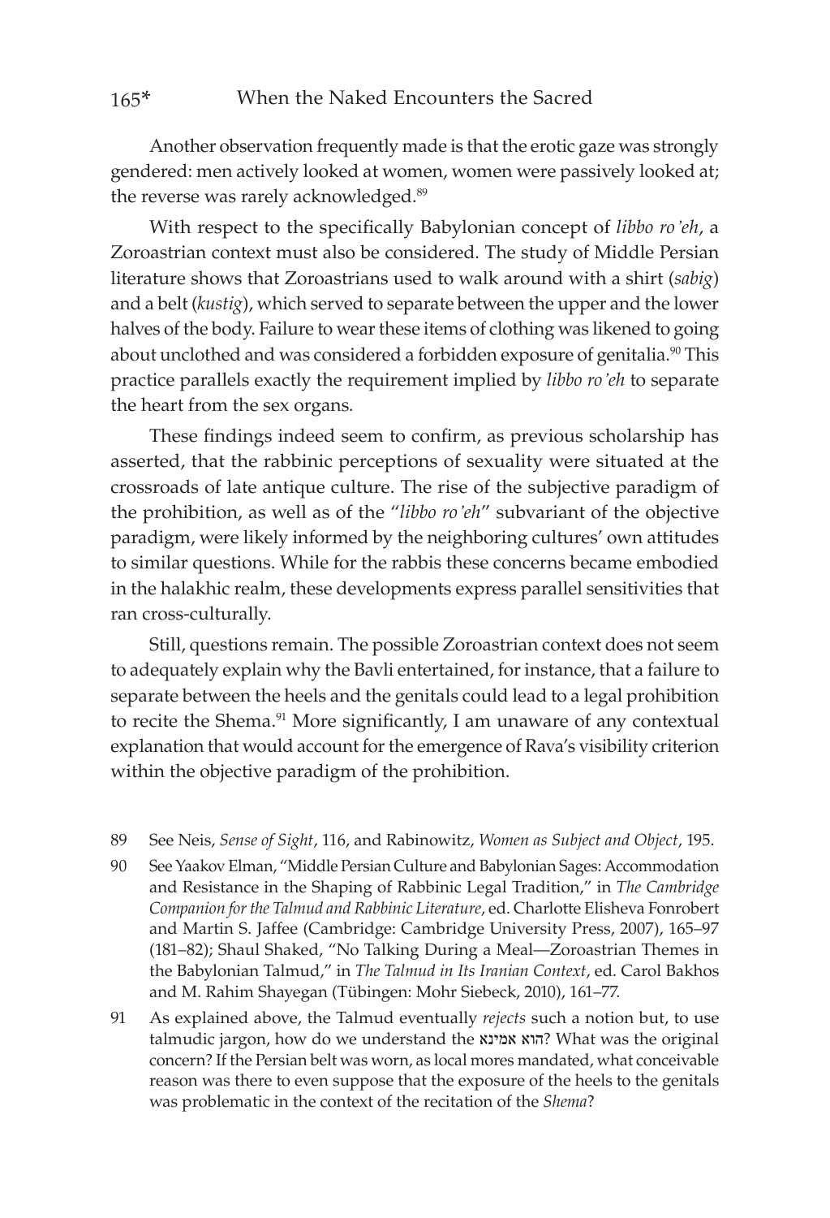Another observation frequently made is that the erotic gaze was strongly gendered: men actively looked at women, women were passively looked at; the reverse was rarely acknowledged.[89]

With respect to the specifically Babylonian concept of *libbo ro'eh*, a Zoroastrian context must also be considered. The study of Middle Persian literature shows that Zoroastrians used to walk around with a shirt (*sabig*) and a belt (*kustig*), which served to separate between the upper and the lower halves of the body. Failure to wear these items of clothing was likened to going about unclothed and was considered a forbidden exposure of genitalia.[90] This practice parallels exactly the requirement implied by *libbo ro'eh* to separate the heart from the sex organs.

These findings indeed seem to confirm, as previous scholarship has asserted, that the rabbinic perceptions of sexuality were situated at the crossroads of late antique culture. The rise of the subjective paradigm of the prohibition, as well as of the "*libbo ro'eh*" subvariant of the objective paradigm, were likely informed by the neighboring cultures' own attitudes to similar questions. While for the rabbis these concerns became embodied in the halakhic realm, these developments express parallel sensitivities that ran cross-culturally.

Still, questions remain. The possible Zoroastrian context does not seem to adequately explain why the Bavli entertained, for instance, that a failure to separate between the heels and the genitals could lead to a legal prohibition to recite the Shema.[91] More significantly, I am unaware of any contextual explanation that would account for the emergence of Rava's visibility criterion within the objective paradigm of the prohibition.

89 See Neis, *Sense of Sight*, 116, and Rabinowitz, *Women as Subject and Object*, 195.

90 See Yaakov Elman, "Middle Persian Culture and Babylonian Sages: Accommodation and Resistance in the Shaping of Rabbinic Legal Tradition," in *The Cambridge Companion for the Talmud and Rabbinic Literature*, ed. Charlotte Elisheva Fonrobert and Martin S. Jaffee (Cambridge: Cambridge University Press, 2007), 165–97 (181–82); Shaul Shaked, "No Talking During a Meal—Zoroastrian Themes in the Babylonian Talmud," in *The Talmud in Its Iranian Context*, ed. Carol Bakhos and M. Rahim Shayegan (Tübingen: Mohr Siebeck, 2010), 161–77.

91 As explained above, the Talmud eventually *rejects* such a notion but, to use talmudic jargon, how do we understand the הוא אמינא? What was the original concern? If the Persian belt was worn, as local mores mandated, what conceivable reason was there to even suppose that the exposure of the heels to the genitals was problematic in the context of the recitation of the *Shema*?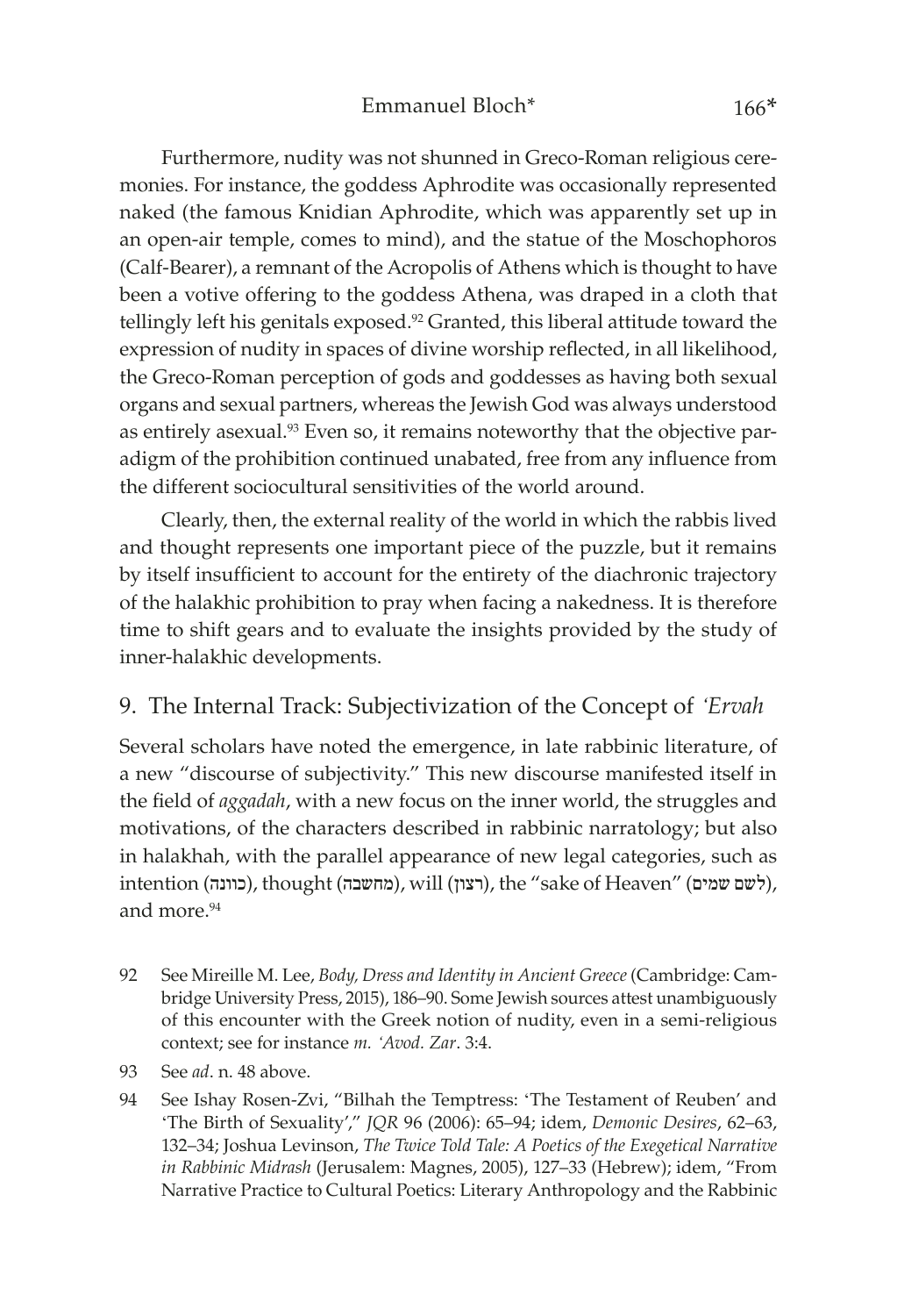Furthermore, nudity was not shunned in Greco-Roman religious ceremonies. For instance, the goddess Aphrodite was occasionally represented naked (the famous Knidian Aphrodite, which was apparently set up in an open-air temple, comes to mind), and the statue of the Moschophoros (Calf-Bearer), a remnant of the Acropolis of Athens which is thought to have been a votive offering to the goddess Athena, was draped in a cloth that tellingly left his genitals exposed.[92] Granted, this liberal attitude toward the expression of nudity in spaces of divine worship reflected, in all likelihood, the Greco-Roman perception of gods and goddesses as having both sexual organs and sexual partners, whereas the Jewish God was always understood as entirely asexual.[93] Even so, it remains noteworthy that the objective paradigm of the prohibition continued unabated, free from any influence from the different sociocultural sensitivities of the world around.

Clearly, then, the external reality of the world in which the rabbis lived and thought represents one important piece of the puzzle, but it remains by itself insufficient to account for the entirety of the diachronic trajectory of the halakhic prohibition to pray when facing a nakedness. It is therefore time to shift gears and to evaluate the insights provided by the study of inner-halakhic developments.

## 9. The Internal Track: Subjectivization of the Concept of *'Ervah*

Several scholars have noted the emergence, in late rabbinic literature, of a new "discourse of subjectivity." This new discourse manifested itself in the field of *aggadah*, with a new focus on the inner world, the struggles and motivations, of the characters described in rabbinic narratology; but also in halakhah, with the parallel appearance of new legal categories, such as intention (כוונה), thought (מחשבה), will (רצון), the "sake of Heaven" (לשם שמים), and more.[94]

92 See Mireille M. Lee, *Body, Dress and Identity in Ancient Greece* (Cambridge: Cambridge University Press, 2015), 186–90. Some Jewish sources attest unambiguously of this encounter with the Greek notion of nudity, even in a semi-religious context; see for instance *m. 'Avod. Zar*. 3:4.

93 See *ad*. n. 48 above.

94 See Ishay Rosen-Zvi, "Bilhah the Temptress: 'The Testament of Reuben' and 'The Birth of Sexuality'," *JQR* 96 (2006): 65–94; idem, *Demonic Desires*, 62–63, 132–34; Joshua Levinson, *The Twice Told Tale: A Poetics of the Exegetical Narrative in Rabbinic Midrash* (Jerusalem: Magnes, 2005), 127–33 (Hebrew); idem, "From Narrative Practice to Cultural Poetics: Literary Anthropology and the Rabbinic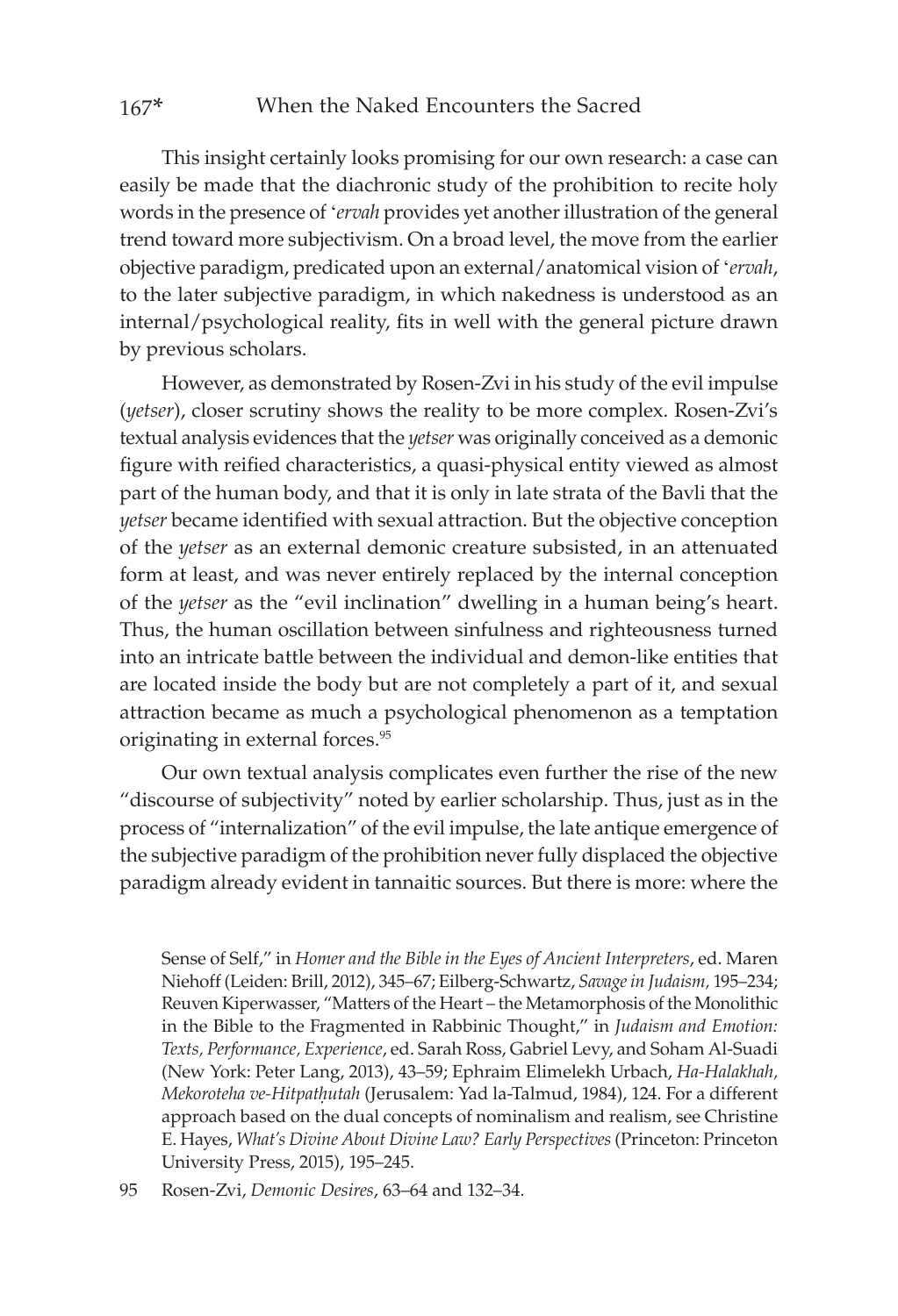This insight certainly looks promising for our own research: a case can easily be made that the diachronic study of the prohibition to recite holy words in the presence of ʿ*ervah* provides yet another illustration of the general trend toward more subjectivism. On a broad level, the move from the earlier objective paradigm, predicated upon an external/anatomical vision of ʿ*ervah*, to the later subjective paradigm, in which nakedness is understood as an internal/psychological reality, fits in well with the general picture drawn by previous scholars.

However, as demonstrated by Rosen-Zvi in his study of the evil impulse (*yetser*), closer scrutiny shows the reality to be more complex. Rosen-Zvi's textual analysis evidences that the *yetser* was originally conceived as a demonic figure with reified characteristics, a quasi-physical entity viewed as almost part of the human body, and that it is only in late strata of the Bavli that the *yetser* became identified with sexual attraction. But the objective conception of the *yetser* as an external demonic creature subsisted, in an attenuated form at least, and was never entirely replaced by the internal conception of the *yetser* as the "evil inclination" dwelling in a human being's heart. Thus, the human oscillation between sinfulness and righteousness turned into an intricate battle between the individual and demon-like entities that are located inside the body but are not completely a part of it, and sexual attraction became as much a psychological phenomenon as a temptation originating in external forces.[95]

Our own textual analysis complicates even further the rise of the new "discourse of subjectivity" noted by earlier scholarship. Thus, just as in the process of "internalization" of the evil impulse, the late antique emergence of the subjective paradigm of the prohibition never fully displaced the objective paradigm already evident in tannaitic sources. But there is more: where the

Sense of Self," in *Homer and the Bible in the Eyes of Ancient Interpreters*, ed. Maren Niehoff (Leiden: Brill, 2012), 345–67; Eilberg-Schwartz, *Savage in Judaism,* 195–234; Reuven Kiperwasser, "Matters of the Heart – the Metamorphosis of the Monolithic in the Bible to the Fragmented in Rabbinic Thought," in *Judaism and Emotion: Texts, Performance, Experience*, ed. Sarah Ross, Gabriel Levy, and Soham Al-Suadi (New York: Peter Lang, 2013), 43–59; Ephraim Elimelekh Urbach, *Ha-Halakhah, Mekoroteha ve-Hitpatḥutah* (Jerusalem: Yad la-Talmud, 1984), 124. For a different approach based on the dual concepts of nominalism and realism, see Christine E. Hayes, *What's Divine About Divine Law? Early Perspectives* (Princeton: Princeton University Press, 2015), 195–245.

95 Rosen-Zvi, *Demonic Desires*, 63–64 and 132–34.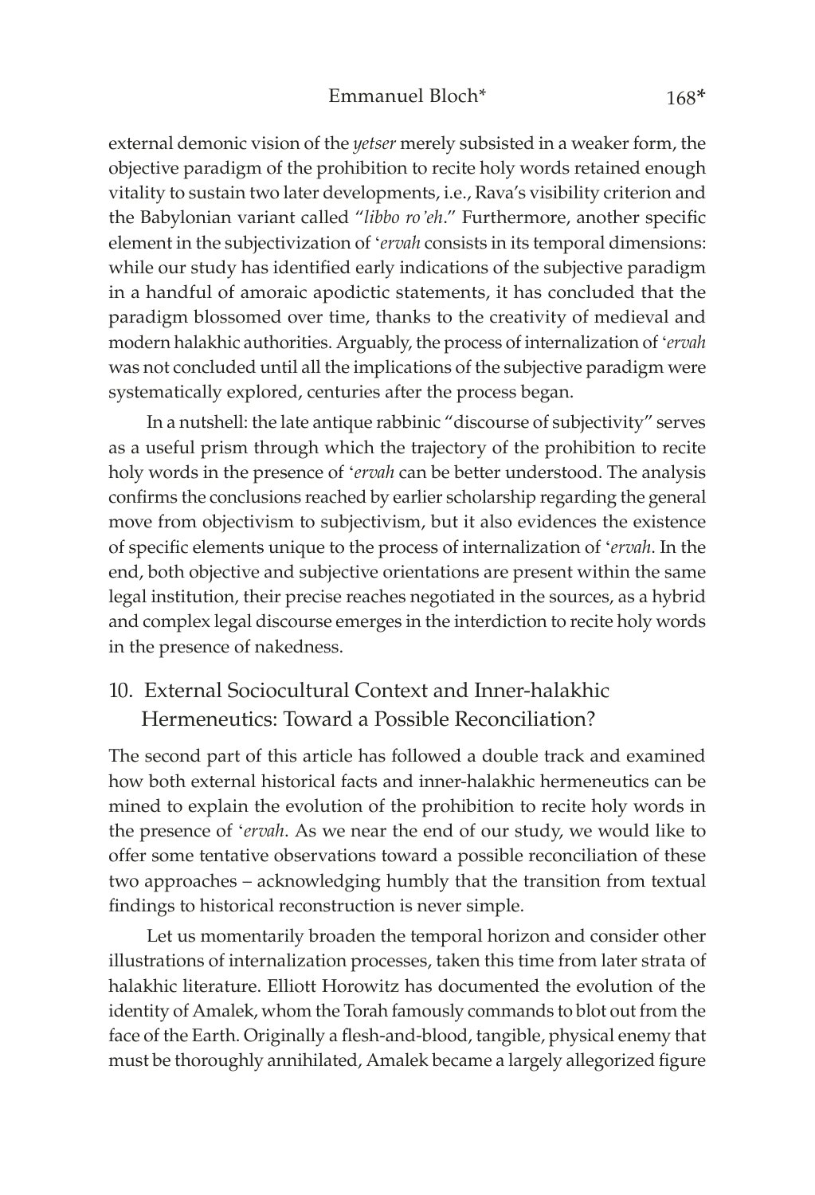external demonic vision of the *yetser* merely subsisted in a weaker form, the objective paradigm of the prohibition to recite holy words retained enough vitality to sustain two later developments, i.e., Rava's visibility criterion and the Babylonian variant called "*libbo ro'eh*." Furthermore, another specific element in the subjectivization of '*ervah* consists in its temporal dimensions: while our study has identified early indications of the subjective paradigm in a handful of amoraic apodictic statements, it has concluded that the paradigm blossomed over time, thanks to the creativity of medieval and modern halakhic authorities. Arguably, the process of internalization of '*ervah* was not concluded until all the implications of the subjective paradigm were systematically explored, centuries after the process began.

In a nutshell: the late antique rabbinic "discourse of subjectivity" serves as a useful prism through which the trajectory of the prohibition to recite holy words in the presence of '*ervah* can be better understood. The analysis confirms the conclusions reached by earlier scholarship regarding the general move from objectivism to subjectivism, but it also evidences the existence of specific elements unique to the process of internalization of '*ervah*. In the end, both objective and subjective orientations are present within the same legal institution, their precise reaches negotiated in the sources, as a hybrid and complex legal discourse emerges in the interdiction to recite holy words in the presence of nakedness.

## 10. External Sociocultural Context and Inner-halakhic Hermeneutics: Toward a Possible Reconciliation?

The second part of this article has followed a double track and examined how both external historical facts and inner-halakhic hermeneutics can be mined to explain the evolution of the prohibition to recite holy words in the presence of '*ervah*. As we near the end of our study, we would like to offer some tentative observations toward a possible reconciliation of these two approaches – acknowledging humbly that the transition from textual findings to historical reconstruction is never simple.

Let us momentarily broaden the temporal horizon and consider other illustrations of internalization processes, taken this time from later strata of halakhic literature. Elliott Horowitz has documented the evolution of the identity of Amalek, whom the Torah famously commands to blot out from the face of the Earth. Originally a flesh-and-blood, tangible, physical enemy that must be thoroughly annihilated, Amalek became a largely allegorized figure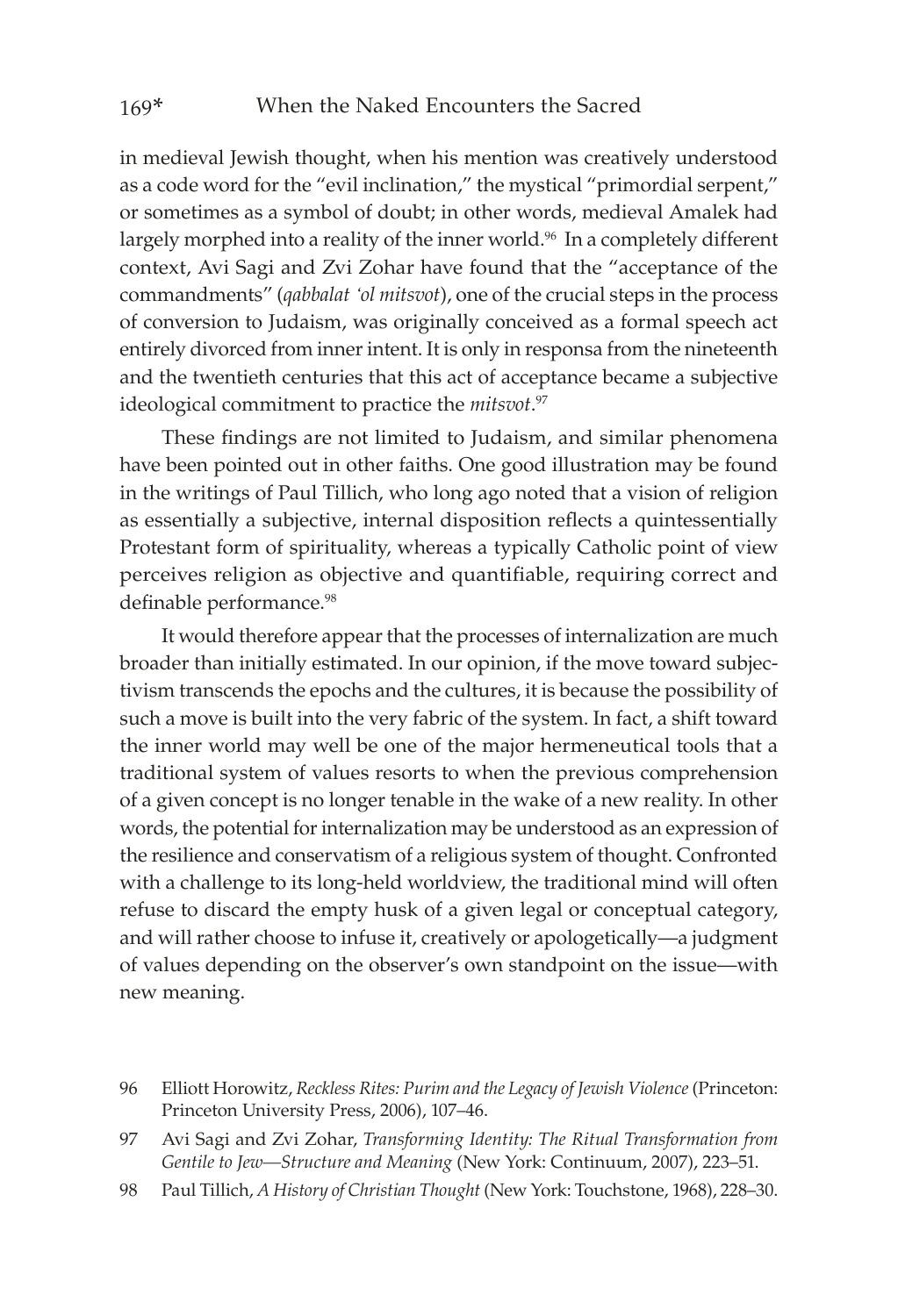in medieval Jewish thought, when his mention was creatively understood as a code word for the "evil inclination," the mystical "primordial serpent," or sometimes as a symbol of doubt; in other words, medieval Amalek had largely morphed into a reality of the inner world.[96] In a completely different context, Avi Sagi and Zvi Zohar have found that the "acceptance of the commandments" (*qabbalat 'ol mitsvot*), one of the crucial steps in the process of conversion to Judaism, was originally conceived as a formal speech act entirely divorced from inner intent. It is only in responsa from the nineteenth and the twentieth centuries that this act of acceptance became a subjective ideological commitment to practice the *mitsvot*.[97]

These findings are not limited to Judaism, and similar phenomena have been pointed out in other faiths. One good illustration may be found in the writings of Paul Tillich, who long ago noted that a vision of religion as essentially a subjective, internal disposition reflects a quintessentially Protestant form of spirituality, whereas a typically Catholic point of view perceives religion as objective and quantifiable, requiring correct and definable performance.[98]

It would therefore appear that the processes of internalization are much broader than initially estimated. In our opinion, if the move toward subjectivism transcends the epochs and the cultures, it is because the possibility of such a move is built into the very fabric of the system. In fact, a shift toward the inner world may well be one of the major hermeneutical tools that a traditional system of values resorts to when the previous comprehension of a given concept is no longer tenable in the wake of a new reality. In other words, the potential for internalization may be understood as an expression of the resilience and conservatism of a religious system of thought. Confronted with a challenge to its long-held worldview, the traditional mind will often refuse to discard the empty husk of a given legal or conceptual category, and will rather choose to infuse it, creatively or apologetically—a judgment of values depending on the observer's own standpoint on the issue—with new meaning.

96 Elliott Horowitz, *Reckless Rites: Purim and the Legacy of Jewish Violence* (Princeton: Princeton University Press, 2006), 107–46.

97 Avi Sagi and Zvi Zohar, *Transforming Identity: The Ritual Transformation from Gentile to Jew—Structure and Meaning* (New York: Continuum, 2007), 223–51.

98 Paul Tillich, *A History of Christian Thought* (New York: Touchstone, 1968), 228–30.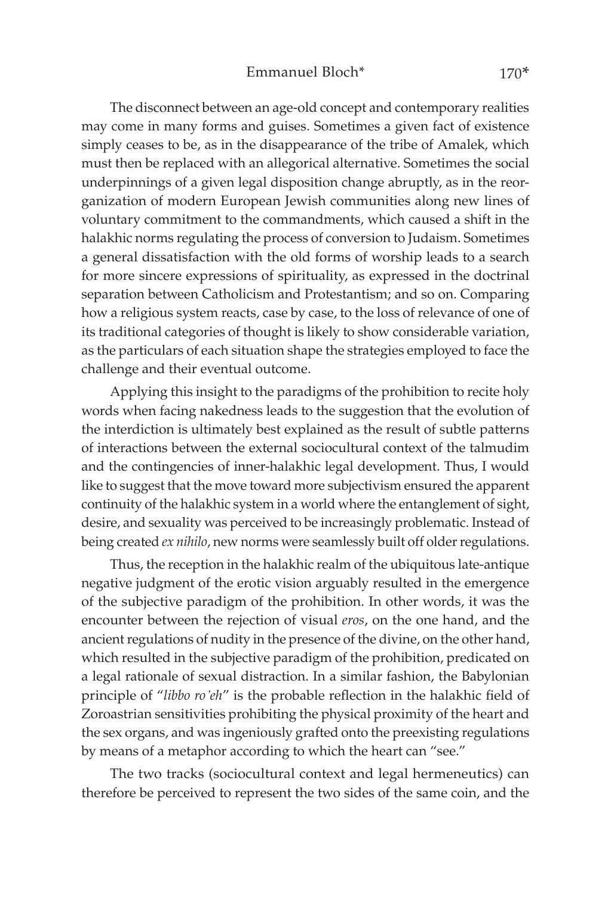The disconnect between an age-old concept and contemporary realities may come in many forms and guises. Sometimes a given fact of existence simply ceases to be, as in the disappearance of the tribe of Amalek, which must then be replaced with an allegorical alternative. Sometimes the social underpinnings of a given legal disposition change abruptly, as in the reorganization of modern European Jewish communities along new lines of voluntary commitment to the commandments, which caused a shift in the halakhic norms regulating the process of conversion to Judaism. Sometimes a general dissatisfaction with the old forms of worship leads to a search for more sincere expressions of spirituality, as expressed in the doctrinal separation between Catholicism and Protestantism; and so on. Comparing how a religious system reacts, case by case, to the loss of relevance of one of its traditional categories of thought is likely to show considerable variation, as the particulars of each situation shape the strategies employed to face the challenge and their eventual outcome.

Applying this insight to the paradigms of the prohibition to recite holy words when facing nakedness leads to the suggestion that the evolution of the interdiction is ultimately best explained as the result of subtle patterns of interactions between the external sociocultural context of the talmudim and the contingencies of inner-halakhic legal development. Thus, I would like to suggest that the move toward more subjectivism ensured the apparent continuity of the halakhic system in a world where the entanglement of sight, desire, and sexuality was perceived to be increasingly problematic. Instead of being created *ex nihilo*, new norms were seamlessly built off older regulations.

Thus, the reception in the halakhic realm of the ubiquitous late-antique negative judgment of the erotic vision arguably resulted in the emergence of the subjective paradigm of the prohibition. In other words, it was the encounter between the rejection of visual *eros*, on the one hand, and the ancient regulations of nudity in the presence of the divine, on the other hand, which resulted in the subjective paradigm of the prohibition, predicated on a legal rationale of sexual distraction. In a similar fashion, the Babylonian principle of "*libbo ro'eh*" is the probable reflection in the halakhic field of Zoroastrian sensitivities prohibiting the physical proximity of the heart and the sex organs, and was ingeniously grafted onto the preexisting regulations by means of a metaphor according to which the heart can "see."

The two tracks (sociocultural context and legal hermeneutics) can therefore be perceived to represent the two sides of the same coin, and the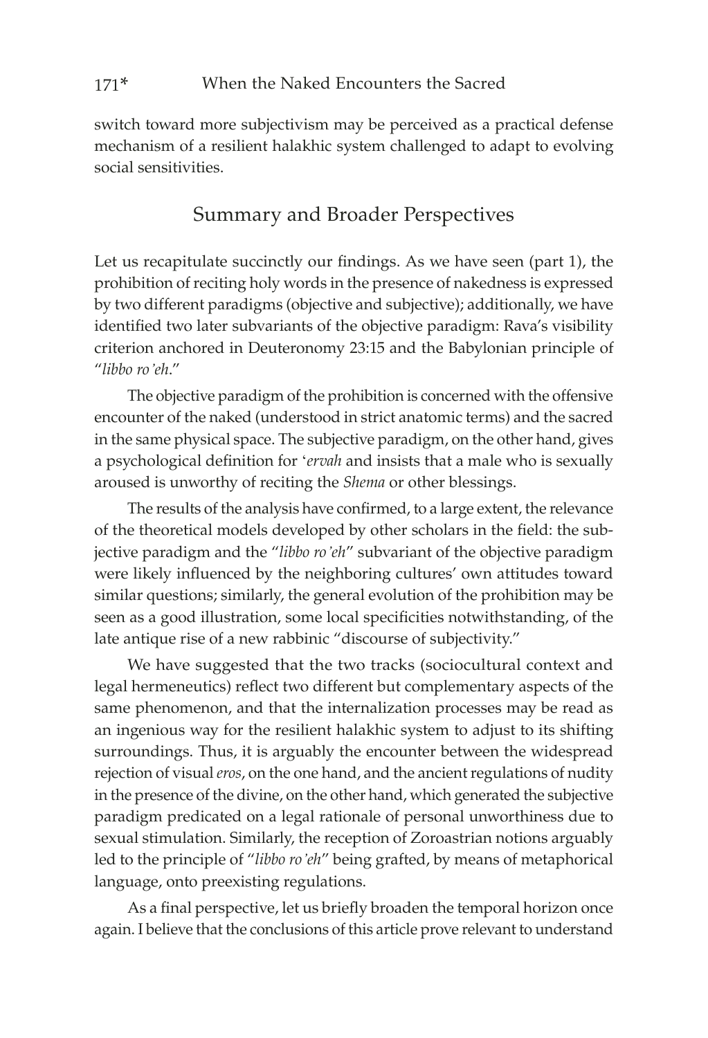switch toward more subjectivism may be perceived as a practical defense mechanism of a resilient halakhic system challenged to adapt to evolving social sensitivities.

## Summary and Broader Perspectives

Let us recapitulate succinctly our findings. As we have seen (part 1), the prohibition of reciting holy words in the presence of nakedness is expressed by two different paradigms (objective and subjective); additionally, we have identified two later subvariants of the objective paradigm: Rava's visibility criterion anchored in Deuteronomy 23:15 and the Babylonian principle of "*libbo ro'eh*."

The objective paradigm of the prohibition is concerned with the offensive encounter of the naked (understood in strict anatomic terms) and the sacred in the same physical space. The subjective paradigm, on the other hand, gives a psychological definition for '*ervah* and insists that a male who is sexually aroused is unworthy of reciting the *Shema* or other blessings.

The results of the analysis have confirmed, to a large extent, the relevance of the theoretical models developed by other scholars in the field: the subjective paradigm and the "*libbo ro'eh*" subvariant of the objective paradigm were likely influenced by the neighboring cultures' own attitudes toward similar questions; similarly, the general evolution of the prohibition may be seen as a good illustration, some local specificities notwithstanding, of the late antique rise of a new rabbinic "discourse of subjectivity."

We have suggested that the two tracks (sociocultural context and legal hermeneutics) reflect two different but complementary aspects of the same phenomenon, and that the internalization processes may be read as an ingenious way for the resilient halakhic system to adjust to its shifting surroundings. Thus, it is arguably the encounter between the widespread rejection of visual *eros*, on the one hand, and the ancient regulations of nudity in the presence of the divine, on the other hand, which generated the subjective paradigm predicated on a legal rationale of personal unworthiness due to sexual stimulation. Similarly, the reception of Zoroastrian notions arguably led to the principle of "*libbo ro'eh*" being grafted, by means of metaphorical language, onto preexisting regulations.

As a final perspective, let us briefly broaden the temporal horizon once again. I believe that the conclusions of this article prove relevant to understand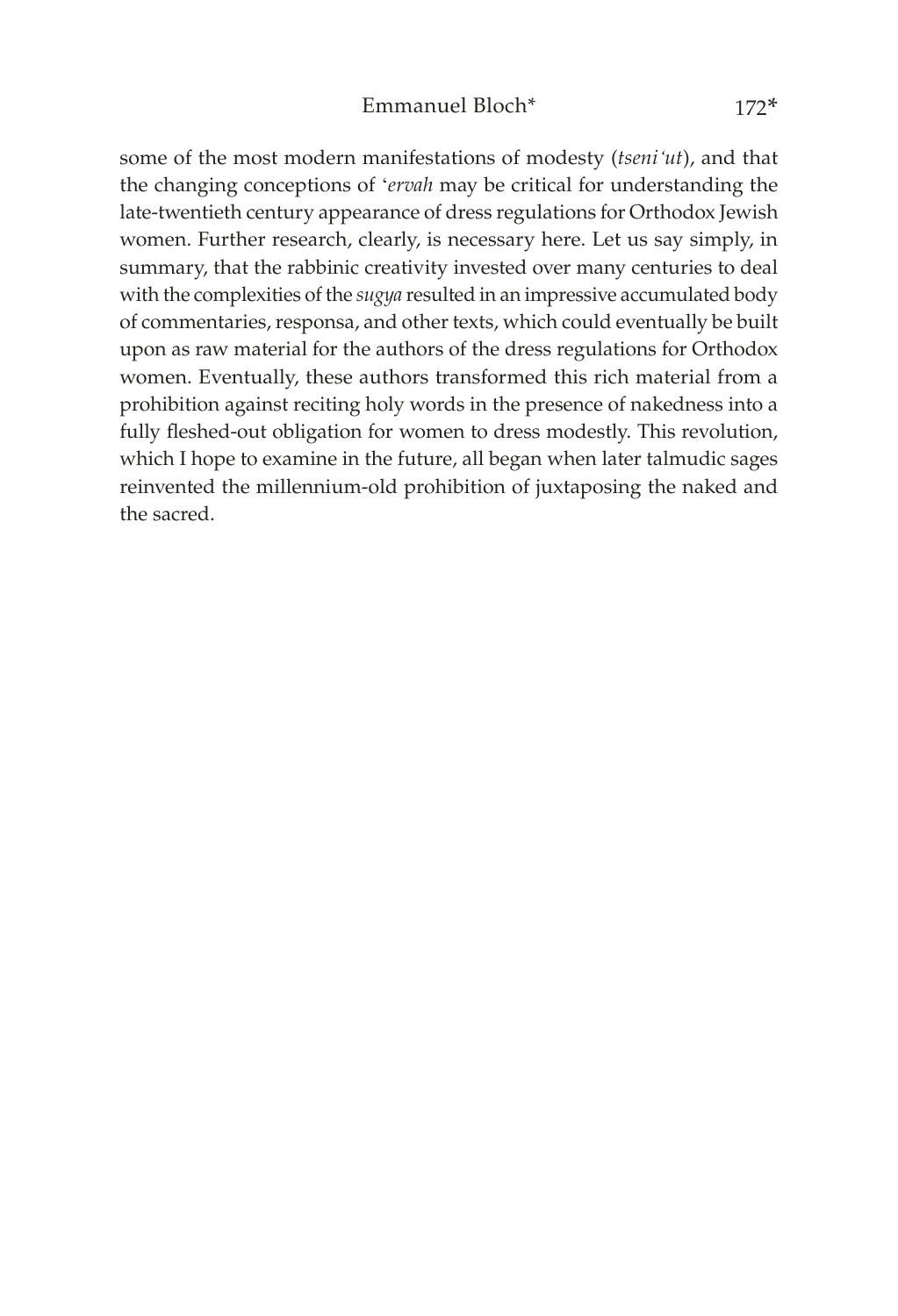some of the most modern manifestations of modesty (*tseni'ut*), and that the changing conceptions of '*ervah* may be critical for understanding the late-twentieth century appearance of dress regulations for Orthodox Jewish women. Further research, clearly, is necessary here. Let us say simply, in summary, that the rabbinic creativity invested over many centuries to deal with the complexities of the *sugya* resulted in an impressive accumulated body of commentaries, responsa, and other texts, which could eventually be built upon as raw material for the authors of the dress regulations for Orthodox women. Eventually, these authors transformed this rich material from a prohibition against reciting holy words in the presence of nakedness into a fully fleshed-out obligation for women to dress modestly. This revolution, which I hope to examine in the future, all began when later talmudic sages reinvented the millennium-old prohibition of juxtaposing the naked and the sacred.